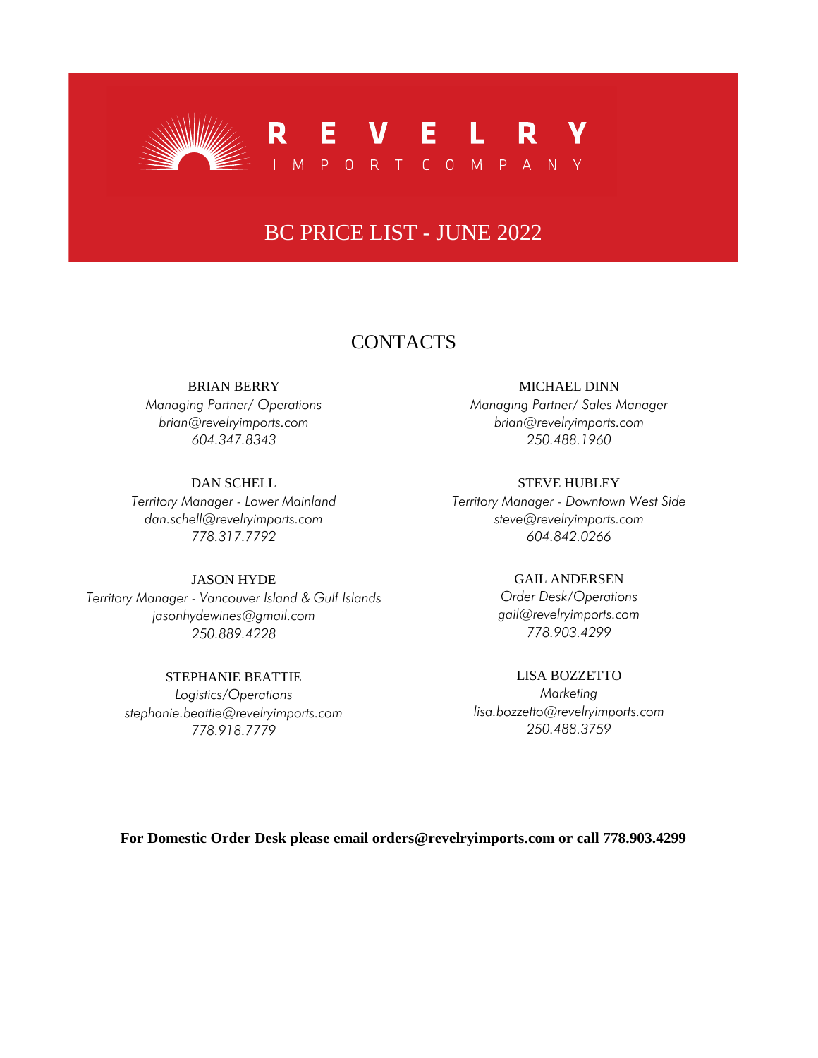# REVELRY

IMPORT COMPANY

## BC PRICE LIST - JUNE 2022

## CONTACTS

BRIAN BERRY
*Managing Partner/ Operations*
*brian@revelryimports.com*
*604.347.8343*

MICHAEL DINN
*Managing Partner/ Sales Manager*
*brian@revelryimports.com*
*250.488.1960*

DAN SCHELL
*Territory Manager - Lower Mainland*
*dan.schell@revelryimports.com*
*778.317.7792*

STEVE HUBLEY
*Territory Manager - Downtown West Side*
*steve@revelryimports.com*
*604.842.0266*

JASON HYDE
*Territory Manager - Vancouver Island & Gulf Islands*
*jasonhydewines@gmail.com*
*250.889.4228*

GAIL ANDERSEN
*Order Desk/Operations*
*gail@revelryimports.com*
*778.903.4299*

STEPHANIE BEATTIE
*Logistics/Operations*
*stephanie.beattie@revelryimports.com*
*778.918.7779*

LISA BOZZETTO
*Marketing*
*lisa.bozzetto@revelryimports.com*
*250.488.3759*

**For Domestic Order Desk please email orders@revelryimports.com or call 778.903.4299**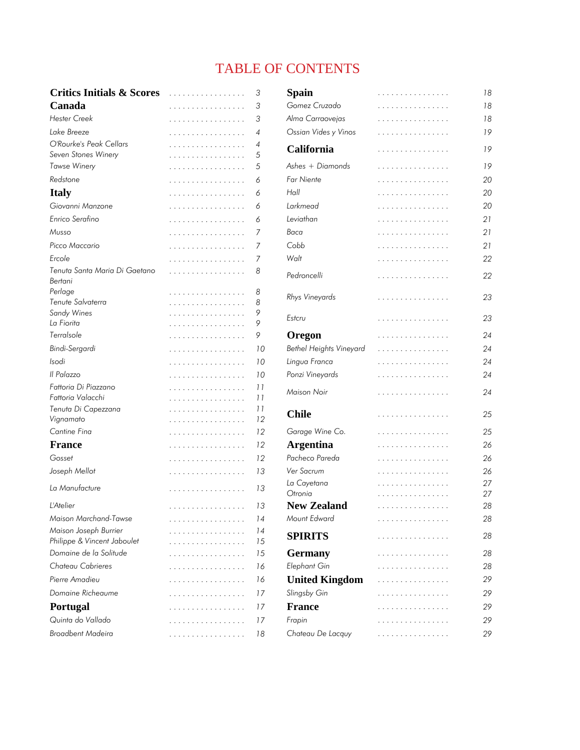# TABLE OF CONTENTS

| | |
|---|---|
| **Critics Initials & Scores** | 3 |
| **Canada** | 3 |
| *Hester Creek* | 3 |
| *Lake Breeze* | 4 |
| *O'Rourke's Peak Cellars* | 4 |
| *Seven Stones Winery* | 5 |
| *Tawse Winery* | 5 |
| *Redstone* | 6 |
| **Italy** | 6 |
| *Giovanni Manzone* | 6 |
| *Enrico Serafino* | 6 |
| *Musso* | 7 |
| *Picco Maccario* | 7 |
| *Ercole* | 7 |
| *Tenuta Santa Maria Di Gaetano Bertani* | 8 |
| *Perlage* | 8 |
| *Tenute Salvaterra* | 8 |
| *Sandy Wines* | 9 |
| *La Fiorita* | 9 |
| *Terralsole* | 9 |
| *Bindi-Sergardi* | 10 |
| *Isodi* | 10 |
| *Il Palazzo* | 10 |
| *Fattoria Di Piazzano* | 11 |
| *Fattoria Valacchi* | 11 |
| *Tenuta Di Capezzana* | 11 |
| *Vignamato* | 12 |
| *Cantine Fina* | 12 |
| **France** | 12 |
| *Gosset* | 12 |
| *Joseph Mellot* | 13 |
| *La Manufacture* | 13 |
| *L'Atelier* | 13 |
| *Maison Marchand-Tawse* | 14 |
| *Maison Joseph Burrier* | 14 |
| *Philippe & Vincent Jaboulet* | 15 |
| *Domaine de la Solitude* | 15 |
| *Chateau Cabrieres* | 16 |
| *Pierre Amadieu* | 16 |
| *Domaine Richeaume* | 17 |
| **Portugal** | 17 |
| *Quinta do Vallado* | 17 |
| *Broadbent Madeira* | 18 |
| **Spain** | 18 |
| *Gomez Cruzado* | 18 |
| *Alma Carraovejas* | 18 |
| *Ossian Vides y Vinos* | 19 |
| **California** | 19 |
| *Ashes + Diamonds* | 19 |
| *Far Niente* | 20 |
| *Hall* | 20 |
| *Larkmead* | 20 |
| *Leviathan* | 21 |
| *Baca* | 21 |
| *Cobb* | 21 |
| *Walt* | 22 |
| *Pedroncelli* | 22 |
| *Rhys Vineyards* | 23 |
| *Estcru* | 23 |
| **Oregon** | 24 |
| *Bethel Heights Vineyard* | 24 |
| *Lingua Franca* | 24 |
| *Ponzi Vineyards* | 24 |
| *Maison Noir* | 24 |
| **Chile** | 25 |
| *Garage Wine Co.* | 25 |
| **Argentina** | 26 |
| *Pacheco Pareda* | 26 |
| *Ver Sacrum* | 26 |
| *La Cayetana* | 27 |
| *Otronia* | 27 |
| **New Zealand** | 28 |
| *Mount Edward* | 28 |
| **SPIRITS** | 28 |
| **Germany** | 28 |
| *Elephant Gin* | 28 |
| **United Kingdom** | 29 |
| *Slingsby Gin* | 29 |
| **France** | 29 |
| *Frapin* | 29 |
| *Chateau De Lacquy* | 29 |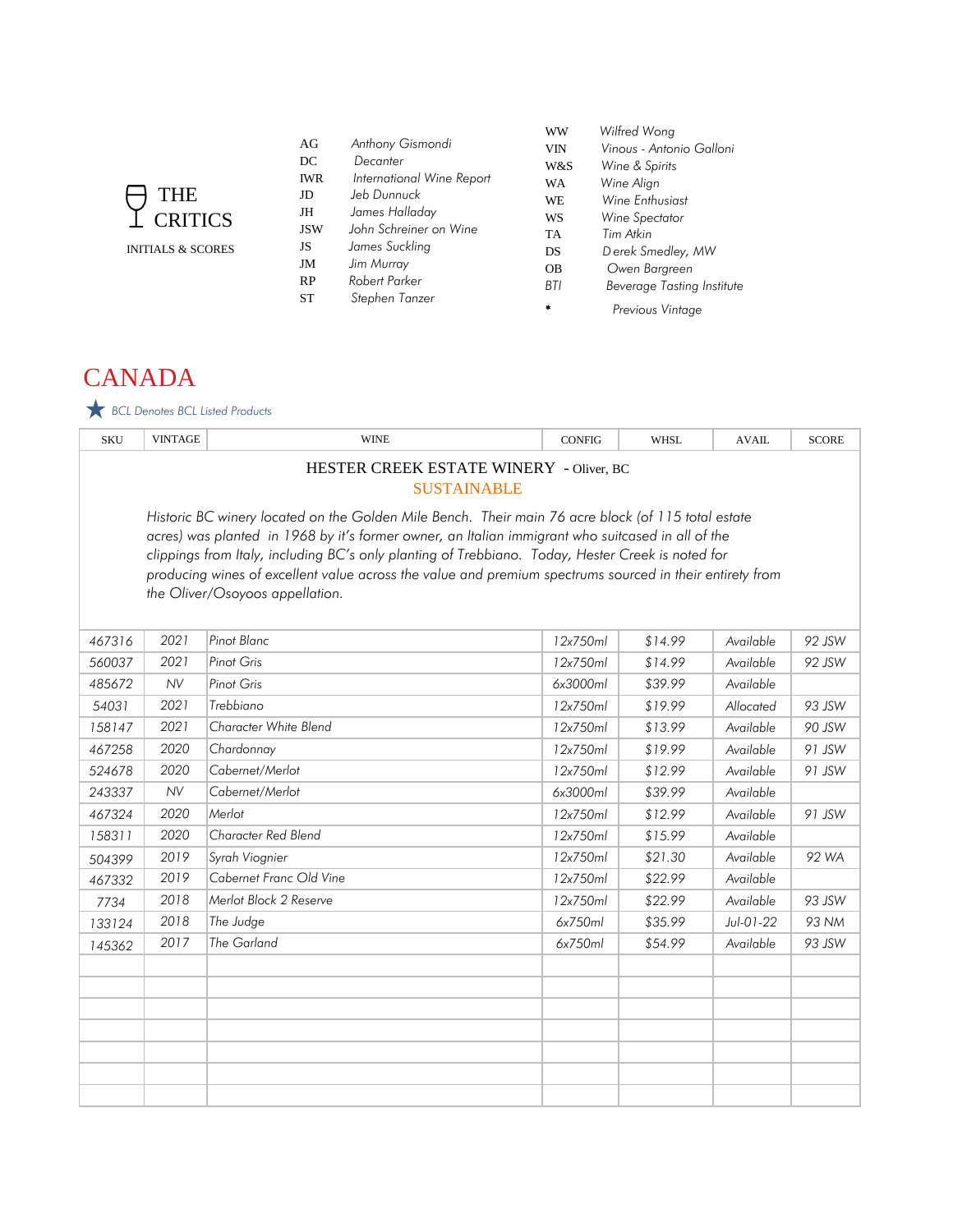# THE CRITICS

INITIALS & SCORES

| | |
|---|---|
| AG | *Anthony Gismondi* |
| DC | *Decanter* |
| IWR | *International Wine Report* |
| JD | *Jeb Dunnuck* |
| JH | *James Halladay* |
| JSW | *John Schreiner on Wine* |
| JS | *James Suckling* |
| JM | *Jim Murray* |
| RP | *Robert Parker* |
| ST | *Stephen Tanzer* |
| WW | *Wilfred Wong* |
| VIN | *Vinous - Antonio Galloni* |
| W&S | *Wine & Spirits* |
| WA | *Wine Align* |
| WE | *Wine Enthusiast* |
| WS | *Wine Spectator* |
| TA | *Tim Atkin* |
| DS | *Derek Smedley, MW* |
| OB | *Owen Bargreen* |
| BTI | *Beverage Tasting Institute* |
| * | *Previous Vintage* |

# CANADA

★ *BCL Denotes BCL Listed Products*

## HESTER CREEK ESTATE WINERY - Oliver, BC

SUSTAINABLE

*Historic BC winery located on the Golden Mile Bench. Their main 76 acre block (of 115 total estate acres) was planted in 1968 by it's former owner, an Italian immigrant who suitcased in all of the clippings from Italy, including BC's only planting of Trebbiano. Today, Hester Creek is noted for producing wines of excellent value across the value and premium spectrums sourced in their entirety from the Oliver/Osoyoos appellation.*

| SKU | VINTAGE | WINE | CONFIG | WHSL | AVAIL | SCORE |
|---|---|---|---|---|---|---|
| 467316 | 2021 | Pinot Blanc | 12x750ml | $14.99 | Available | 92 JSW |
| 560037 | 2021 | Pinot Gris | 12x750ml | $14.99 | Available | 92 JSW |
| 485672 | NV | Pinot Gris | 6x3000ml | $39.99 | Available | |
| 54031 | 2021 | Trebbiano | 12x750ml | $19.99 | Allocated | 93 JSW |
| 158147 | 2021 | Character White Blend | 12x750ml | $13.99 | Available | 90 JSW |
| 467258 | 2020 | Chardonnay | 12x750ml | $19.99 | Available | 91 JSW |
| 524678 | 2020 | Cabernet/Merlot | 12x750ml | $12.99 | Available | 91 JSW |
| 243337 | NV | Cabernet/Merlot | 6x3000ml | $39.99 | Available | |
| 467324 | 2020 | Merlot | 12x750ml | $12.99 | Available | 91 JSW |
| 158311 | 2020 | Character Red Blend | 12x750ml | $15.99 | Available | |
| 504399 | 2019 | Syrah Viognier | 12x750ml | $21.30 | Available | 92 WA |
| 467332 | 2019 | Cabernet Franc Old Vine | 12x750ml | $22.99 | Available | |
| 7734 | 2018 | Merlot Block 2 Reserve | 12x750ml | $22.99 | Available | 93 JSW |
| 133124 | 2018 | The Judge | 6x750ml | $35.99 | Jul-01-22 | 93 NM |
| 145362 | 2017 | The Garland | 6x750ml | $54.99 | Available | 93 JSW |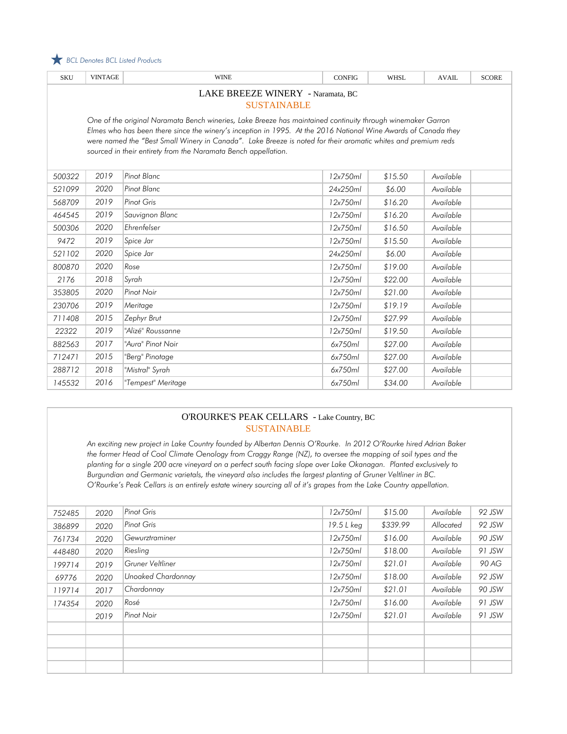★ *BCL Denotes BCL Listed Products*

| SKU | VINTAGE | WINE | CONFIG | WHSL | AVAIL | SCORE |
|---|---|---|---|---|---|---|

## LAKE BREEZE WINERY - Naramata, BC

SUSTAINABLE

*One of the original Naramata Bench wineries, Lake Breeze has maintained continuity through winemaker Garron Elmes who has been there since the winery's inception in 1995. At the 2016 National Wine Awards of Canada they were named the "Best Small Winery in Canada". Lake Breeze is noted for their aromatic whites and premium reds sourced in their entirety from the Naramata Bench appellation.*

| SKU | VINTAGE | WINE | CONFIG | WHSL | AVAIL | SCORE |
|---|---|---|---|---|---|---|
| 500322 | 2019 | Pinot Blanc | 12x750ml | $15.50 | Available | |
| 521099 | 2020 | Pinot Blanc | 24x250ml | $6.00 | Available | |
| 568709 | 2019 | Pinot Gris | 12x750ml | $16.20 | Available | |
| 464545 | 2019 | Sauvignon Blanc | 12x750ml | $16.20 | Available | |
| 500306 | 2020 | Ehrenfelser | 12x750ml | $16.50 | Available | |
| 9472 | 2019 | Spice Jar | 12x750ml | $15.50 | Available | |
| 521102 | 2020 | Spice Jar | 24x250ml | $6.00 | Available | |
| 800870 | 2020 | Rose | 12x750ml | $19.00 | Available | |
| 2176 | 2018 | Syrah | 12x750ml | $22.00 | Available | |
| 353805 | 2020 | Pinot Noir | 12x750ml | $21.00 | Available | |
| 230706 | 2019 | Meritage | 12x750ml | $19.19 | Available | |
| 711408 | 2015 | Zephyr Brut | 12x750ml | $27.99 | Available | |
| 22322 | 2019 | "Alizé" Roussanne | 12x750ml | $19.50 | Available | |
| 882563 | 2017 | "Aura" Pinot Noir | 6x750ml | $27.00 | Available | |
| 712471 | 2015 | "Berg" Pinotage | 6x750ml | $27.00 | Available | |
| 288712 | 2018 | "Mistral" Syrah | 6x750ml | $27.00 | Available | |
| 145532 | 2016 | "Tempest" Meritage | 6x750ml | $34.00 | Available | |

## O'ROURKE'S PEAK CELLARS - Lake Country, BC

SUSTAINABLE

*An exciting new project in Lake Country founded by Albertan Dennis O'Rourke. In 2012 O'Rourke hired Adrian Baker the former Head of Cool Climate Oenology from Craggy Range (NZ), to oversee the mapping of soil types and the planting for a single 200 acre vineyard on a perfect south facing slope over Lake Okanagan. Planted exclusively to Burgundian and Germanic varietals, the vineyard also includes the largest planting of Gruner Veltliner in BC. O'Rourke's Peak Cellars is an entirely estate winery sourcing all of it's grapes from the Lake Country appellation.*

| SKU | VINTAGE | WINE | CONFIG | WHSL | AVAIL | SCORE |
|---|---|---|---|---|---|---|
| 752485 | 2020 | Pinot Gris | 12x750ml | $15.00 | Available | 92 JSW |
| 386899 | 2020 | Pinot Gris | 19.5 L keg | $339.99 | Allocated | 92 JSW |
| 761734 | 2020 | Gewurztraminer | 12x750ml | $16.00 | Available | 90 JSW |
| 448480 | 2020 | Riesling | 12x750ml | $18.00 | Available | 91 JSW |
| 199714 | 2019 | Gruner Veltliner | 12x750ml | $21.01 | Available | 90 AG |
| 69776 | 2020 | Unoaked Chardonnay | 12x750ml | $18.00 | Available | 92 JSW |
| 119714 | 2017 | Chardonnay | 12x750ml | $21.01 | Available | 90 JSW |
| 174354 | 2020 | Rosé | 12x750ml | $16.00 | Available | 91 JSW |
| | 2019 | Pinot Noir | 12x750ml | $21.01 | Available | 91 JSW |
| | | | | | | |
| | | | | | | |
| | | | | | | |
| | | | | | | |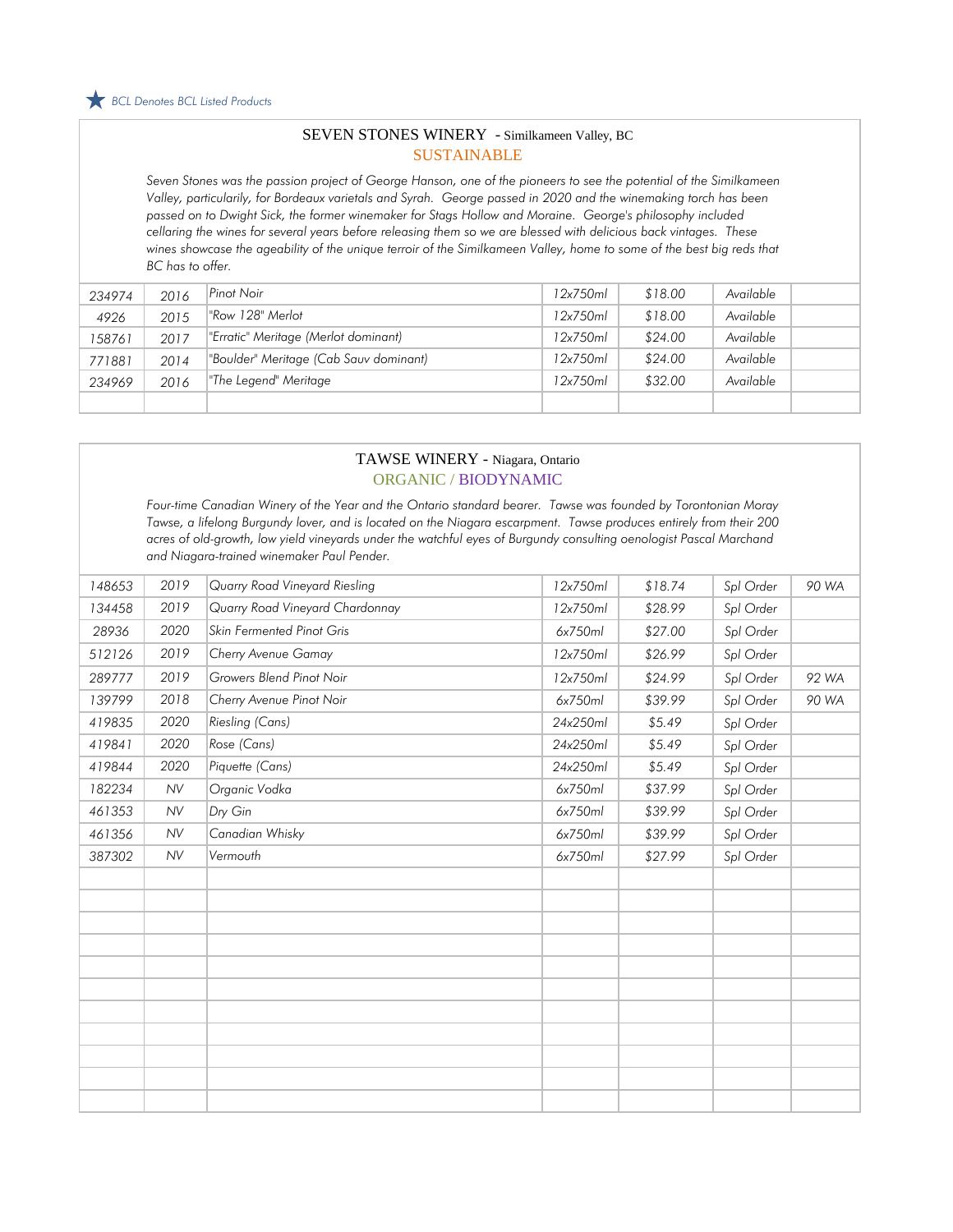★ *BCL Denotes BCL Listed Products*

## SEVEN STONES WINERY - Similkameen Valley, BC

SUSTAINABLE

*Seven Stones was the passion project of George Hanson, one of the pioneers to see the potential of the Similkameen Valley, particularily, for Bordeaux varietals and Syrah. George passed in 2020 and the winemaking torch has been passed on to Dwight Sick, the former winemaker for Stags Hollow and Moraine. George's philosophy included cellaring the wines for several years before releasing them so we are blessed with delicious back vintages. These wines showcase the ageability of the unique terroir of the Similkameen Valley, home to some of the best big reds that BC has to offer.*

| | | | | | | |
|---|---|---|---|---|---|---|
| 234974 | 2016 | Pinot Noir | 12x750ml | $18.00 | Available | |
| 4926 | 2015 | "Row 128" Merlot | 12x750ml | $18.00 | Available | |
| 158761 | 2017 | "Erratic" Meritage (Merlot dominant) | 12x750ml | $24.00 | Available | |
| 771881 | 2014 | "Boulder" Meritage (Cab Sauv dominant) | 12x750ml | $24.00 | Available | |
| 234969 | 2016 | "The Legend" Meritage | 12x750ml | $32.00 | Available | |

## TAWSE WINERY - Niagara, Ontario

ORGANIC / BIODYNAMIC

*Four-time Canadian Winery of the Year and the Ontario standard bearer. Tawse was founded by Torontonian Moray Tawse, a lifelong Burgundy lover, and is located on the Niagara escarpment. Tawse produces entirely from their 200 acres of old-growth, low yield vineyards under the watchful eyes of Burgundy consulting oenologist Pascal Marchand and Niagara-trained winemaker Paul Pender.*

| | | | | | | |
|---|---|---|---|---|---|---|
| 148653 | 2019 | Quarry Road Vineyard Riesling | 12x750ml | $18.74 | Spl Order | 90 WA |
| 134458 | 2019 | Quarry Road Vineyard Chardonnay | 12x750ml | $28.99 | Spl Order | |
| 28936 | 2020 | Skin Fermented Pinot Gris | 6x750ml | $27.00 | Spl Order | |
| 512126 | 2019 | Cherry Avenue Gamay | 12x750ml | $26.99 | Spl Order | |
| 289777 | 2019 | Growers Blend Pinot Noir | 12x750ml | $24.99 | Spl Order | 92 WA |
| 139799 | 2018 | Cherry Avenue Pinot Noir | 6x750ml | $39.99 | Spl Order | 90 WA |
| 419835 | 2020 | Riesling (Cans) | 24x250ml | $5.49 | Spl Order | |
| 419841 | 2020 | Rose (Cans) | 24x250ml | $5.49 | Spl Order | |
| 419844 | 2020 | Piquette (Cans) | 24x250ml | $5.49 | Spl Order | |
| 182234 | NV | Organic Vodka | 6x750ml | $37.99 | Spl Order | |
| 461353 | NV | Dry Gin | 6x750ml | $39.99 | Spl Order | |
| 461356 | NV | Canadian Whisky | 6x750ml | $39.99 | Spl Order | |
| 387302 | NV | Vermouth | 6x750ml | $27.99 | Spl Order | |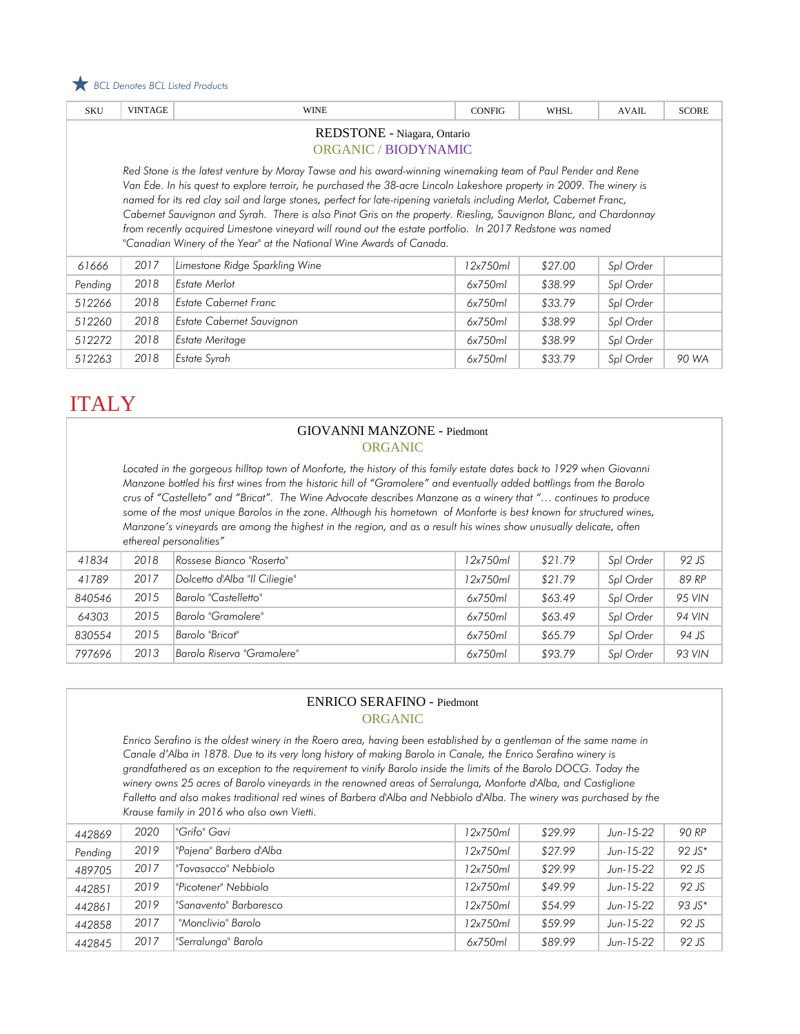★ *BCL Denotes BCL Listed Products*

| SKU | VINTAGE | WINE | CONFIG | WHSL | AVAIL | SCORE |
|---|---|---|---|---|---|---|

## REDSTONE - Niagara, Ontario

ORGANIC / BIODYNAMIC

*Red Stone is the latest venture by Moray Tawse and his award-winning winemaking team of Paul Pender and Rene Van Ede. In his quest to explore terroir, he purchased the 38-acre Lincoln Lakeshore property in 2009. The winery is named for its red clay soil and large stones, perfect for late-ripening varietals including Merlot, Cabernet Franc, Cabernet Sauvignon and Syrah. There is also Pinot Gris on the property. Riesling, Sauvignon Blanc, and Chardonnay from recently acquired Limestone vineyard will round out the estate portfolio. In 2017 Redstone was named "Canadian Winery of the Year" at the National Wine Awards of Canada.*

| SKU | VINTAGE | WINE | CONFIG | WHSL | AVAIL | SCORE |
|---|---|---|---|---|---|---|
| 61666 | 2017 | Limestone Ridge Sparkling Wine | 12x750ml | $27.00 | Spl Order | |
| Pending | 2018 | Estate Merlot | 6x750ml | $38.99 | Spl Order | |
| 512266 | 2018 | Estate Cabernet Franc | 6x750ml | $33.79 | Spl Order | |
| 512260 | 2018 | Estate Cabernet Sauvignon | 6x750ml | $38.99 | Spl Order | |
| 512272 | 2018 | Estate Meritage | 6x750ml | $38.99 | Spl Order | |
| 512263 | 2018 | Estate Syrah | 6x750ml | $33.79 | Spl Order | 90 WA |

# ITALY

## GIOVANNI MANZONE - Piedmont

ORGANIC

*Located in the gorgeous hilltop town of Monforte, the history of this family estate dates back to 1929 when Giovanni Manzone bottled his first wines from the historic hill of "Gramolere" and eventually added bottlings from the Barolo crus of "Castelleto" and "Bricat". The Wine Advocate describes Manzone as a winery that "… continues to produce some of the most unique Barolos in the zone. Although his hometown of Monforte is best known for structured wines, Manzone's vineyards are among the highest in the region, and as a result his wines show unusually delicate, often ethereal personalities"*

| SKU | VINTAGE | WINE | CONFIG | WHSL | AVAIL | SCORE |
|---|---|---|---|---|---|---|
| 41834 | 2018 | Rossese Bianco "Roserto" | 12x750ml | $21.79 | Spl Order | 92 JS |
| 41789 | 2017 | Dolcetto d'Alba "Il Ciliegie" | 12x750ml | $21.79 | Spl Order | 89 RP |
| 840546 | 2015 | Barolo "Castelletto" | 6x750ml | $63.49 | Spl Order | 95 VIN |
| 64303 | 2015 | Barolo "Gramolere" | 6x750ml | $63.49 | Spl Order | 94 VIN |
| 830554 | 2015 | Barolo "Bricat" | 6x750ml | $65.79 | Spl Order | 94 JS |
| 797696 | 2013 | Barolo Riserva "Gramolere" | 6x750ml | $93.79 | Spl Order | 93 VIN |

## ENRICO SERAFINO - Piedmont

ORGANIC

*Enrico Serafino is the oldest winery in the Roero area, having been established by a gentleman of the same name in Canale d'Alba in 1878. Due to its very long history of making Barolo in Canale, the Enrico Serafino winery is grandfathered as an exception to the requirement to vinify Barolo inside the limits of the Barolo DOCG. Today the winery owns 25 acres of Barolo vineyards in the renowned areas of Serralunga, Monforte d'Alba, and Castiglione Falletto and also makes traditional red wines of Barbera d'Alba and Nebbiolo d'Alba. The winery was purchased by the Krause family in 2016 who also own Vietti.*

| SKU | VINTAGE | WINE | CONFIG | WHSL | AVAIL | SCORE |
|---|---|---|---|---|---|---|
| 442869 | 2020 | "Grifo" Gavi | 12x750ml | $29.99 | Jun-15-22 | 90 RP |
| Pending | 2019 | "Pajena" Barbera d'Alba | 12x750ml | $27.99 | Jun-15-22 | 92 JS* |
| 489705 | 2017 | "Tovasacco" Nebbiolo | 12x750ml | $29.99 | Jun-15-22 | 92 JS |
| 442851 | 2019 | "Picotener" Nebbiolo | 12x750ml | $49.99 | Jun-15-22 | 92 JS |
| 442861 | 2019 | "Sanavento" Barbaresco | 12x750ml | $54.99 | Jun-15-22 | 93 JS* |
| 442858 | 2017 | "Monclivio" Barolo | 12x750ml | $59.99 | Jun-15-22 | 92 JS |
| 442845 | 2017 | "Serralunga" Barolo | 6x750ml | $89.99 | Jun-15-22 | 92 JS |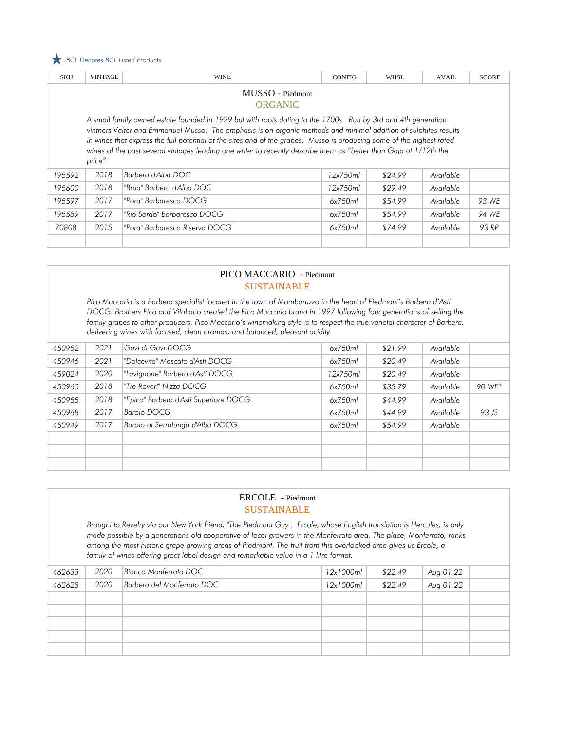★ *BCL Denotes BCL Listed Products*

| SKU | VINTAGE | WINE | CONFIG | WHSL | AVAIL | SCORE |
|---|---|---|---|---|---|---|

## MUSSO - Piedmont

ORGANIC

*A small family owned estate founded in 1929 but with roots dating to the 1700s. Run by 3rd and 4th generation vintners Valter and Emmanuel Musso. The emphasis is on organic methods and minimal addition of sulphites results in wines that express the full potential of the sites and of the grapes. Musso is producing some of the highest rated wines of the past several vintages leading one writer to recently describe them as "better than Gaja at 1/12th the price".*

| SKU | VINTAGE | WINE | CONFIG | WHSL | AVAIL | SCORE |
|---|---|---|---|---|---|---|
| 195592 | 2018 | Barbera d'Alba DOC | 12x750ml | $24.99 | Available | |
| 195600 | 2018 | "Brua" Barbera d'Alba DOC | 12x750ml | $29.49 | Available | |
| 195597 | 2017 | "Pora" Barbaresco DOCG | 6x750ml | $54.99 | Available | 93 WE |
| 195589 | 2017 | "Rio Sordo" Barbaresco DOCG | 6x750ml | $54.99 | Available | 94 WE |
| 70808 | 2015 | "Pora" Barbaresco Riserva DOCG | 6x750ml | $74.99 | Available | 93 RP |

## PICO MACCARIO - Piedmont

SUSTAINABLE

*Pico Maccario is a Barbera specialist located in the town of Mombaruzzo in the heart of Piedmont's Barbera d'Asti DOCG. Brothers Pico and Vitaliano created the Pico Maccario brand in 1997 following four generations of selling the family grapes to other producers. Pico Maccario's winemaking style is to respect the true varietal character of Barbera, delivering wines with focused, clean aromas, and balanced, pleasant acidity.*

| SKU | VINTAGE | WINE | CONFIG | WHSL | AVAIL | SCORE |
|---|---|---|---|---|---|---|
| 450952 | 2021 | Gavi di Gavi DOCG | 6x750ml | $21.99 | Available | |
| 450946 | 2021 | "Dolcevita" Moscato d'Asti DOCG | 6x750ml | $20.49 | Available | |
| 459024 | 2020 | "Lavignone" Barbera d'Asti DOCG | 12x750ml | $20.49 | Available | |
| 450960 | 2018 | "Tre Roveri" Nizza DOCG | 6x750ml | $35.79 | Available | 90 WE* |
| 450955 | 2018 | "Epico" Barbera d'Asti Superiore DOCG | 6x750ml | $44.99 | Available | |
| 450968 | 2017 | Barolo DOCG | 6x750ml | $44.99 | Available | 93 JS |
| 450949 | 2017 | Barolo di Serralunga d'Alba DOCG | 6x750ml | $54.99 | Available | |

## ERCOLE - Piedmont

SUSTAINABLE

*Brought to Revelry via our New York friend, "The Piedmont Guy". Ercole, whose English translation is Hercules, is only made possible by a generations-old cooperative of local growers in the Monferrato area. The place, Monferrato, ranks among the most historic grape-growing areas of Piedmont. The fruit from this overlooked area gives us Ercole, a family of wines offering great label design and remarkable value in a 1 litre format.*

| SKU | VINTAGE | WINE | CONFIG | WHSL | AVAIL | SCORE |
|---|---|---|---|---|---|---|
| 462633 | 2020 | Bianco Monferrato DOC | 12x1000ml | $22.49 | Aug-01-22 | |
| 462628 | 2020 | Barbera del Monferrato DOC | 12x1000ml | $22.49 | Aug-01-22 | |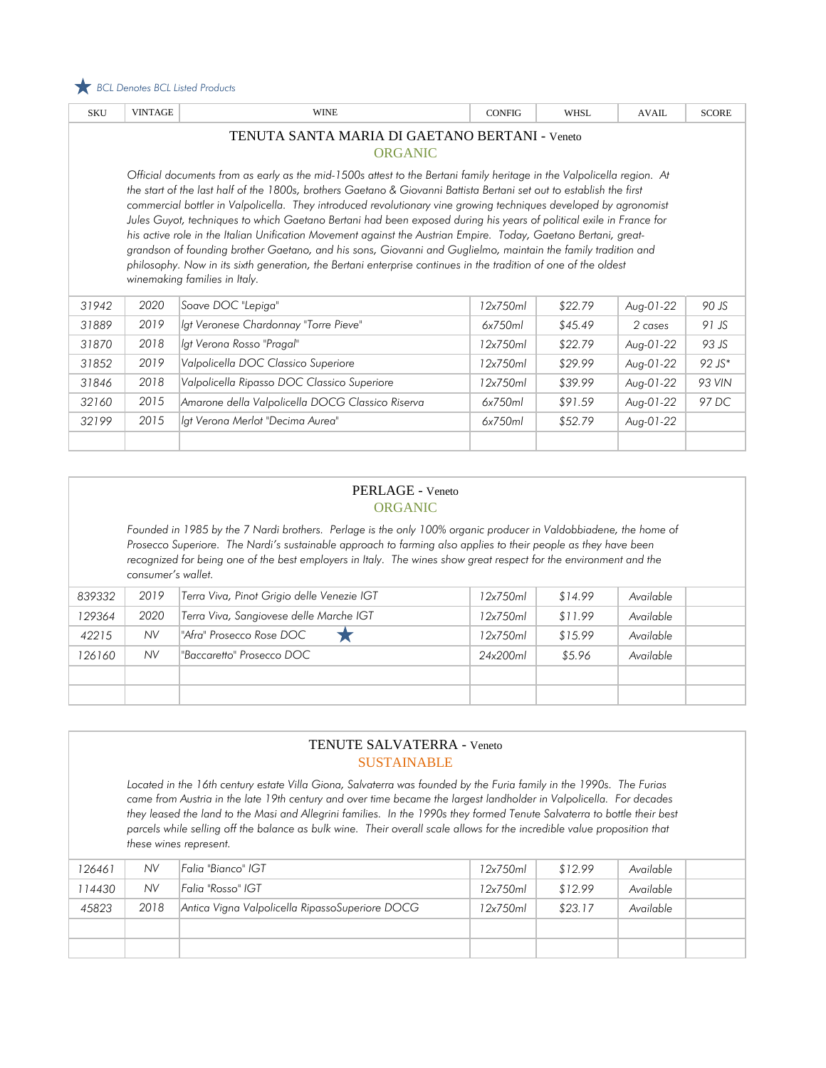★ *BCL Denotes BCL Listed Products*

| SKU | VINTAGE | WINE | CONFIG | WHSL | AVAIL | SCORE |
|---|---|---|---|---|---|---|

## TENUTA SANTA MARIA DI GAETANO BERTANI - Veneto
ORGANIC

*Official documents from as early as the mid-1500s attest to the Bertani family heritage in the Valpolicella region. At the start of the last half of the 1800s, brothers Gaetano & Giovanni Battista Bertani set out to establish the first commercial bottler in Valpolicella. They introduced revolutionary vine growing techniques developed by agronomist Jules Guyot, techniques to which Gaetano Bertani had been exposed during his years of political exile in France for his active role in the Italian Unification Movement against the Austrian Empire. Today, Gaetano Bertani, great-grandson of founding brother Gaetano, and his sons, Giovanni and Guglielmo, maintain the family tradition and philosophy. Now in its sixth generation, the Bertani enterprise continues in the tradition of one of the oldest winemaking families in Italy.*

| SKU | VINTAGE | WINE | CONFIG | WHSL | AVAIL | SCORE |
|---|---|---|---|---|---|---|
| 31942 | 2020 | Soave DOC "Lepiga" | 12x750ml | $22.79 | Aug-01-22 | 90 JS |
| 31889 | 2019 | Igt Veronese Chardonnay "Torre Pieve" | 6x750ml | $45.49 | 2 cases | 91 JS |
| 31870 | 2018 | Igt Verona Rosso "Pragal" | 12x750ml | $22.79 | Aug-01-22 | 93 JS |
| 31852 | 2019 | Valpolicella DOC Classico Superiore | 12x750ml | $29.99 | Aug-01-22 | 92 JS* |
| 31846 | 2018 | Valpolicella Ripasso DOC Classico Superiore | 12x750ml | $39.99 | Aug-01-22 | 93 VIN |
| 32160 | 2015 | Amarone della Valpolicella DOCG Classico Riserva | 6x750ml | $91.59 | Aug-01-22 | 97 DC |
| 32199 | 2015 | Igt Verona Merlot "Decima Aurea" | 6x750ml | $52.79 | Aug-01-22 | |

## PERLAGE - Veneto
ORGANIC

*Founded in 1985 by the 7 Nardi brothers. Perlage is the only 100% organic producer in Valdobbiadene, the home of Prosecco Superiore. The Nardi's sustainable approach to farming also applies to their people as they have been recognized for being one of the best employers in Italy. The wines show great respect for the environment and the consumer's wallet.*

| SKU | VINTAGE | WINE | CONFIG | WHSL | AVAIL | SCORE |
|---|---|---|---|---|---|---|
| 839332 | 2019 | Terra Viva, Pinot Grigio delle Venezie IGT | 12x750ml | $14.99 | Available | |
| 129364 | 2020 | Terra Viva, Sangiovese delle Marche IGT | 12x750ml | $11.99 | Available | |
| 42215 | NV | "Afra" Prosecco Rose DOC ★ | 12x750ml | $15.99 | Available | |
| 126160 | NV | "Baccaretto" Prosecco DOC | 24x200ml | $5.96 | Available | |

## TENUTE SALVATERRA - Veneto
SUSTAINABLE

*Located in the 16th century estate Villa Giona, Salvaterra was founded by the Furia family in the 1990s. The Furias came from Austria in the late 19th century and over time became the largest landholder in Valpolicella. For decades they leased the land to the Masi and Allegrini families. In the 1990s they formed Tenute Salvaterra to bottle their best parcels while selling off the balance as bulk wine. Their overall scale allows for the incredible value proposition that these wines represent.*

| SKU | VINTAGE | WINE | CONFIG | WHSL | AVAIL | SCORE |
|---|---|---|---|---|---|---|
| 126461 | NV | Falia "Bianco" IGT | 12x750ml | $12.99 | Available | |
| 114430 | NV | Falia "Rosso" IGT | 12x750ml | $12.99 | Available | |
| 45823 | 2018 | Antica Vigna Valpolicella RipassoSuperiore DOCG | 12x750ml | $23.17 | Available | |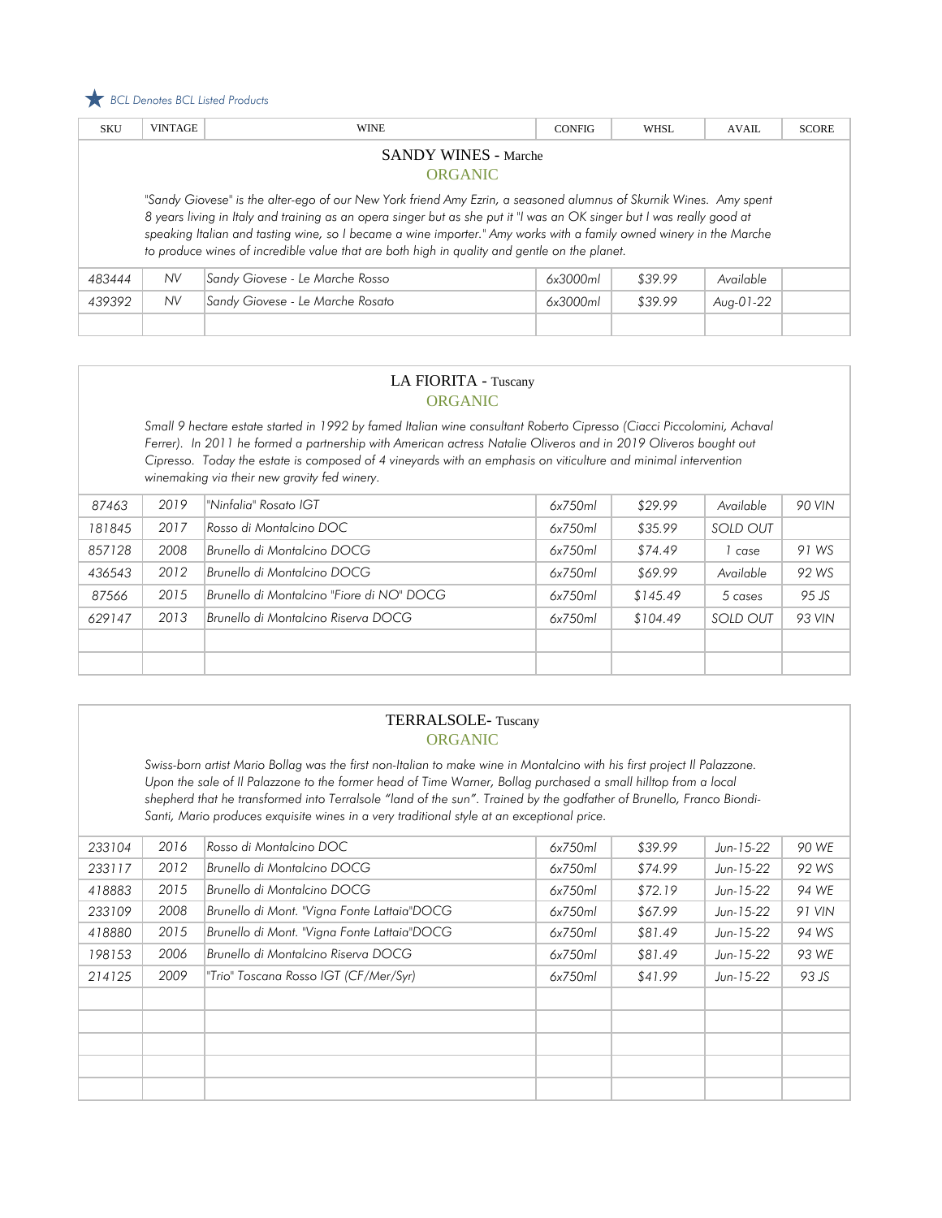★ *BCL Denotes BCL Listed Products*

| SKU | VINTAGE | WINE | CONFIG | WHSL | AVAIL | SCORE |
|---|---|---|---|---|---|---|

## SANDY WINES - Marche

### ORGANIC

*"Sandy Giovese" is the alter-ego of our New York friend Amy Ezrin, a seasoned alumnus of Skurnik Wines. Amy spent 8 years living in Italy and training as an opera singer but as she put it "I was an OK singer but I was really good at speaking Italian and tasting wine, so I became a wine importer." Amy works with a family owned winery in the Marche to produce wines of incredible value that are both high in quality and gentle on the planet.*

| SKU | VINTAGE | WINE | CONFIG | WHSL | AVAIL | SCORE |
|---|---|---|---|---|---|---|
| 483444 | NV | Sandy Giovese - Le Marche Rosso | 6x3000ml | $39.99 | Available | |
| 439392 | NV | Sandy Giovese - Le Marche Rosato | 6x3000ml | $39.99 | Aug-01-22 | |

## LA FIORITA - Tuscany

### ORGANIC

*Small 9 hectare estate started in 1992 by famed Italian wine consultant Roberto Cipresso (Ciacci Piccolomini, Achaval Ferrer). In 2011 he formed a partnership with American actress Natalie Oliveros and in 2019 Oliveros bought out Cipresso. Today the estate is composed of 4 vineyards with an emphasis on viticulture and minimal intervention winemaking via their new gravity fed winery.*

| SKU | VINTAGE | WINE | CONFIG | WHSL | AVAIL | SCORE |
|---|---|---|---|---|---|---|
| 87463 | 2019 | "Ninfalia" Rosato IGT | 6x750ml | $29.99 | Available | 90 VIN |
| 181845 | 2017 | Rosso di Montalcino DOC | 6x750ml | $35.99 | SOLD OUT | |
| 857128 | 2008 | Brunello di Montalcino DOCG | 6x750ml | $74.49 | 1 case | 91 WS |
| 436543 | 2012 | Brunello di Montalcino DOCG | 6x750ml | $69.99 | Available | 92 WS |
| 87566 | 2015 | Brunello di Montalcino "Fiore di NO" DOCG | 6x750ml | $145.49 | 5 cases | 95 JS |
| 629147 | 2013 | Brunello di Montalcino Riserva DOCG | 6x750ml | $104.49 | SOLD OUT | 93 VIN |

## TERRALSOLE- Tuscany

### ORGANIC

*Swiss-born artist Mario Bollag was the first non-Italian to make wine in Montalcino with his first project Il Palazzone. Upon the sale of Il Palazzone to the former head of Time Warner, Bollag purchased a small hilltop from a local shepherd that he transformed into Terralsole "land of the sun". Trained by the godfather of Brunello, Franco Biondi-Santi, Mario produces exquisite wines in a very traditional style at an exceptional price.*

| SKU | VINTAGE | WINE | CONFIG | WHSL | AVAIL | SCORE |
|---|---|---|---|---|---|---|
| 233104 | 2016 | Rosso di Montalcino DOC | 6x750ml | $39.99 | Jun-15-22 | 90 WE |
| 233117 | 2012 | Brunello di Montalcino DOCG | 6x750ml | $74.99 | Jun-15-22 | 92 WS |
| 418883 | 2015 | Brunello di Montalcino DOCG | 6x750ml | $72.19 | Jun-15-22 | 94 WE |
| 233109 | 2008 | Brunello di Mont. "Vigna Fonte Lattaia"DOCG | 6x750ml | $67.99 | Jun-15-22 | 91 VIN |
| 418880 | 2015 | Brunello di Mont. "Vigna Fonte Lattaia"DOCG | 6x750ml | $81.49 | Jun-15-22 | 94 WS |
| 198153 | 2006 | Brunello di Montalcino Riserva DOCG | 6x750ml | $81.49 | Jun-15-22 | 93 WE |
| 214125 | 2009 | "Trio" Toscana Rosso IGT (CF/Mer/Syr) | 6x750ml | $41.99 | Jun-15-22 | 93 JS |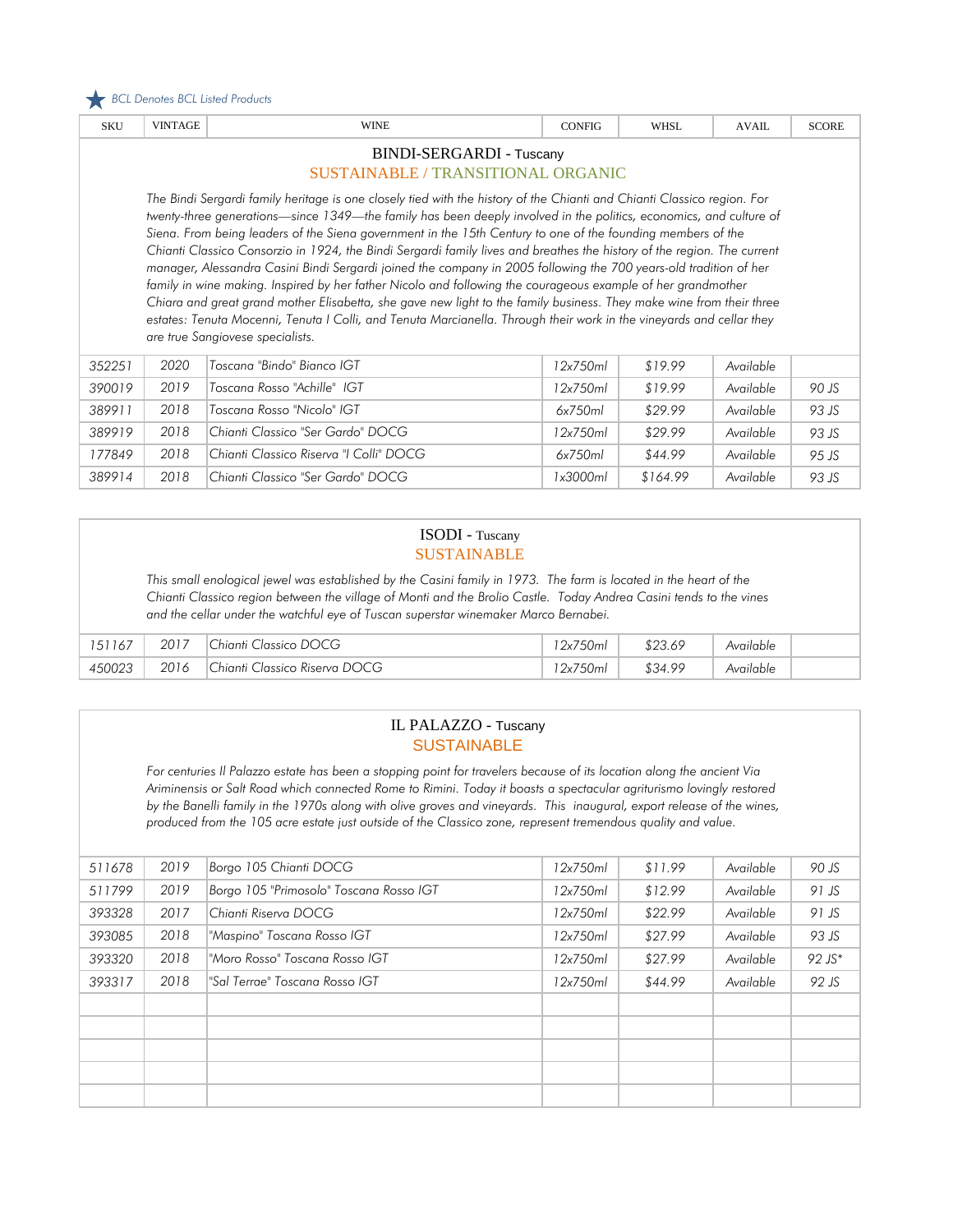★ *BCL Denotes BCL Listed Products*

| SKU | VINTAGE | WINE | CONFIG | WHSL | AVAIL | SCORE |
|---|---|---|---|---|---|---|

## BINDI-SERGARDI - Tuscany

SUSTAINABLE / TRANSITIONAL ORGANIC

*The Bindi Sergardi family heritage is one closely tied with the history of the Chianti and Chianti Classico region. For twenty-three generations—since 1349—the family has been deeply involved in the politics, economics, and culture of Siena. From being leaders of the Siena government in the 15th Century to one of the founding members of the Chianti Classico Consorzio in 1924, the Bindi Sergardi family lives and breathes the history of the region. The current manager, Alessandra Casini Bindi Sergardi joined the company in 2005 following the 700 years-old tradition of her family in wine making. Inspired by her father Nicolo and following the courageous example of her grandmother Chiara and great grand mother Elisabetta, she gave new light to the family business. They make wine from their three estates: Tenuta Mocenni, Tenuta I Colli, and Tenuta Marcianella. Through their work in the vineyards and cellar they are true Sangiovese specialists.*

| SKU | VINTAGE | WINE | CONFIG | WHSL | AVAIL | SCORE |
|---|---|---|---|---|---|---|
| 352251 | 2020 | Toscana "Bindo" Bianco IGT | 12x750ml | $19.99 | Available | |
| 390019 | 2019 | Toscana Rosso "Achille" IGT | 12x750ml | $19.99 | Available | 90 JS |
| 389911 | 2018 | Toscana Rosso "Nicolo" IGT | 6x750ml | $29.99 | Available | 93 JS |
| 389919 | 2018 | Chianti Classico "Ser Gardo" DOCG | 12x750ml | $29.99 | Available | 93 JS |
| 177849 | 2018 | Chianti Classico Riserva "I Colli" DOCG | 6x750ml | $44.99 | Available | 95 JS |
| 389914 | 2018 | Chianti Classico "Ser Gardo" DOCG | 1x3000ml | $164.99 | Available | 93 JS |

## ISODI - Tuscany

SUSTAINABLE

*This small enological jewel was established by the Casini family in 1973. The farm is located in the heart of the Chianti Classico region between the village of Monti and the Brolio Castle. Today Andrea Casini tends to the vines and the cellar under the watchful eye of Tuscan superstar winemaker Marco Bernabei.*

| SKU | VINTAGE | WINE | CONFIG | WHSL | AVAIL | SCORE |
|---|---|---|---|---|---|---|
| 151167 | 2017 | Chianti Classico DOCG | 12x750ml | $23.69 | Available | |
| 450023 | 2016 | Chianti Classico Riserva DOCG | 12x750ml | $34.99 | Available | |

## IL PALAZZO - Tuscany

SUSTAINABLE

*For centuries Il Palazzo estate has been a stopping point for travelers because of its location along the ancient Via Ariminensis or Salt Road which connected Rome to Rimini. Today it boasts a spectacular agriturismo lovingly restored by the Banelli family in the 1970s along with olive groves and vineyards. This inaugural, export release of the wines, produced from the 105 acre estate just outside of the Classico zone, represent tremendous quality and value.*

| SKU | VINTAGE | WINE | CONFIG | WHSL | AVAIL | SCORE |
|---|---|---|---|---|---|---|
| 511678 | 2019 | Borgo 105 Chianti DOCG | 12x750ml | $11.99 | Available | 90 JS |
| 511799 | 2019 | Borgo 105 "Primosolo" Toscana Rosso IGT | 12x750ml | $12.99 | Available | 91 JS |
| 393328 | 2017 | Chianti Riserva DOCG | 12x750ml | $22.99 | Available | 91 JS |
| 393085 | 2018 | "Maspino" Toscana Rosso IGT | 12x750ml | $27.99 | Available | 93 JS |
| 393320 | 2018 | "Moro Rosso" Toscana Rosso IGT | 12x750ml | $27.99 | Available | 92 JS* |
| 393317 | 2018 | "Sal Terrae" Toscana Rosso IGT | 12x750ml | $44.99 | Available | 92 JS |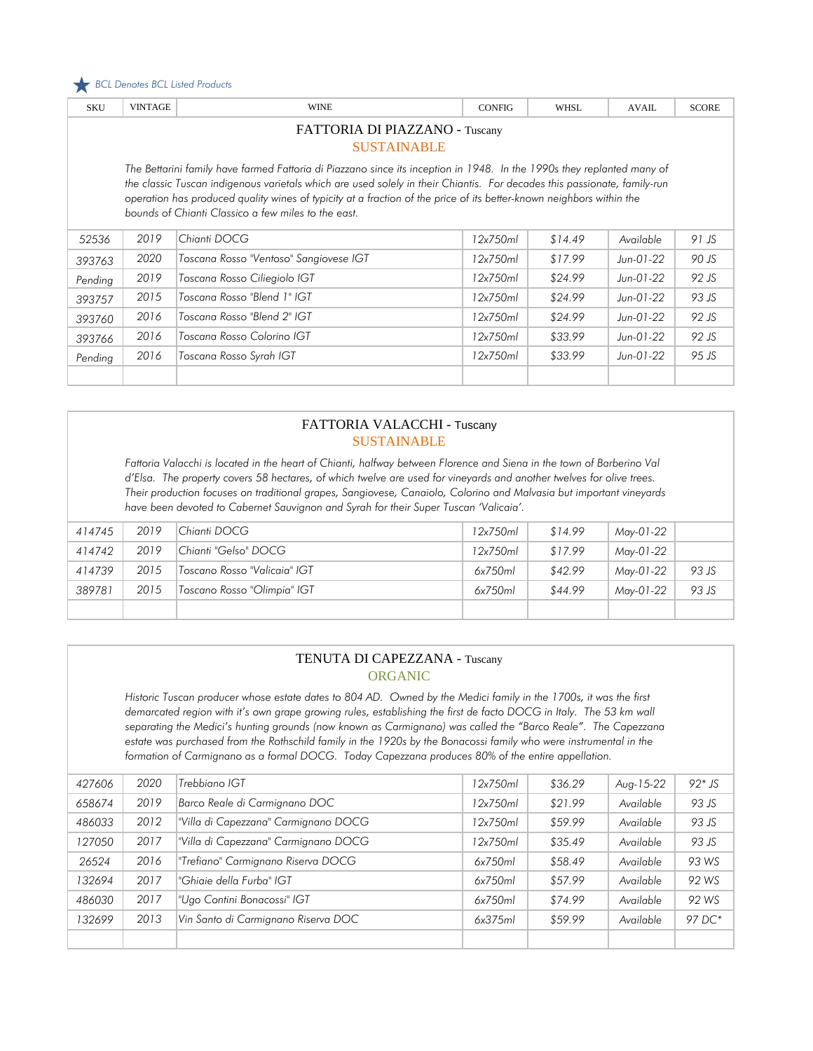★ *BCL Denotes BCL Listed Products*

| SKU | VINTAGE | WINE | CONFIG | WHSL | AVAIL | SCORE |
|---|---|---|---|---|---|---|

## FATTORIA DI PIAZZANO - Tuscany

SUSTAINABLE

*The Bettarini family have farmed Fattoria di Piazzano since its inception in 1948. In the 1990s they replanted many of the classic Tuscan indigenous varietals which are used solely in their Chiantis. For decades this passionate, family-run operation has produced quality wines of typicity at a fraction of the price of its better-known neighbors within the bounds of Chianti Classico a few miles to the east.*

| SKU | VINTAGE | WINE | CONFIG | WHSL | AVAIL | SCORE |
|---|---|---|---|---|---|---|
| 52536 | 2019 | Chianti DOCG | 12x750ml | $14.49 | Available | 91 JS |
| 393763 | 2020 | Toscana Rosso "Ventoso" Sangiovese IGT | 12x750ml | $17.99 | Jun-01-22 | 90 JS |
| Pending | 2019 | Toscana Rosso Ciliegiolo IGT | 12x750ml | $24.99 | Jun-01-22 | 92 JS |
| 393757 | 2015 | Toscana Rosso "Blend 1" IGT | 12x750ml | $24.99 | Jun-01-22 | 93 JS |
| 393760 | 2016 | Toscana Rosso "Blend 2" IGT | 12x750ml | $24.99 | Jun-01-22 | 92 JS |
| 393766 | 2016 | Toscana Rosso Colorino IGT | 12x750ml | $33.99 | Jun-01-22 | 92 JS |
| Pending | 2016 | Toscana Rosso Syrah IGT | 12x750ml | $33.99 | Jun-01-22 | 95 JS |

## FATTORIA VALACCHI - Tuscany

SUSTAINABLE

*Fattoria Valacchi is located in the heart of Chianti, halfway between Florence and Siena in the town of Barberino Val d'Elsa. The property covers 58 hectares, of which twelve are used for vineyards and another twelves for olive trees. Their production focuses on traditional grapes, Sangiovese, Canaiolo, Colorino and Malvasia but important vineyards have been devoted to Cabernet Sauvignon and Syrah for their Super Tuscan 'Valicaia'.*

| SKU | VINTAGE | WINE | CONFIG | WHSL | AVAIL | SCORE |
|---|---|---|---|---|---|---|
| 414745 | 2019 | Chianti DOCG | 12x750ml | $14.99 | May-01-22 | |
| 414742 | 2019 | Chianti "Gelso" DOCG | 12x750ml | $17.99 | May-01-22 | |
| 414739 | 2015 | Toscano Rosso "Valicaia" IGT | 6x750ml | $42.99 | May-01-22 | 93 JS |
| 389781 | 2015 | Toscano Rosso "Olimpia" IGT | 6x750ml | $44.99 | May-01-22 | 93 JS |

## TENUTA DI CAPEZZANA - Tuscany

ORGANIC

*Historic Tuscan producer whose estate dates to 804 AD. Owned by the Medici family in the 1700s, it was the first demarcated region with it's own grape growing rules, establishing the first de facto DOCG in Italy. The 53 km wall separating the Medici's hunting grounds (now known as Carmignano) was called the "Barco Reale". The Capezzana estate was purchased from the Rothschild family in the 1920s by the Bonacossi family who were instrumental in the formation of Carmignano as a formal DOCG. Today Capezzana produces 80% of the entire appellation.*

| SKU | VINTAGE | WINE | CONFIG | WHSL | AVAIL | SCORE |
|---|---|---|---|---|---|---|
| 427606 | 2020 | Trebbiano IGT | 12x750ml | $36.29 | Aug-15-22 | 92* JS |
| 658674 | 2019 | Barco Reale di Carmignano DOC | 12x750ml | $21.99 | Available | 93 JS |
| 486033 | 2012 | "Villa di Capezzana" Carmignano DOCG | 12x750ml | $59.99 | Available | 93 JS |
| 127050 | 2017 | "Villa di Capezzana" Carmignano DOCG | 12x750ml | $35.49 | Available | 93 JS |
| 26524 | 2016 | "Trefiano" Carmignano Riserva DOCG | 6x750ml | $58.49 | Available | 93 WS |
| 132694 | 2017 | "Ghiaie della Furba" IGT | 6x750ml | $57.99 | Available | 92 WS |
| 486030 | 2017 | "Ugo Contini Bonacossi" IGT | 6x750ml | $74.99 | Available | 92 WS |
| 132699 | 2013 | Vin Santo di Carmignano Riserva DOC | 6x375ml | $59.99 | Available | 97 DC* |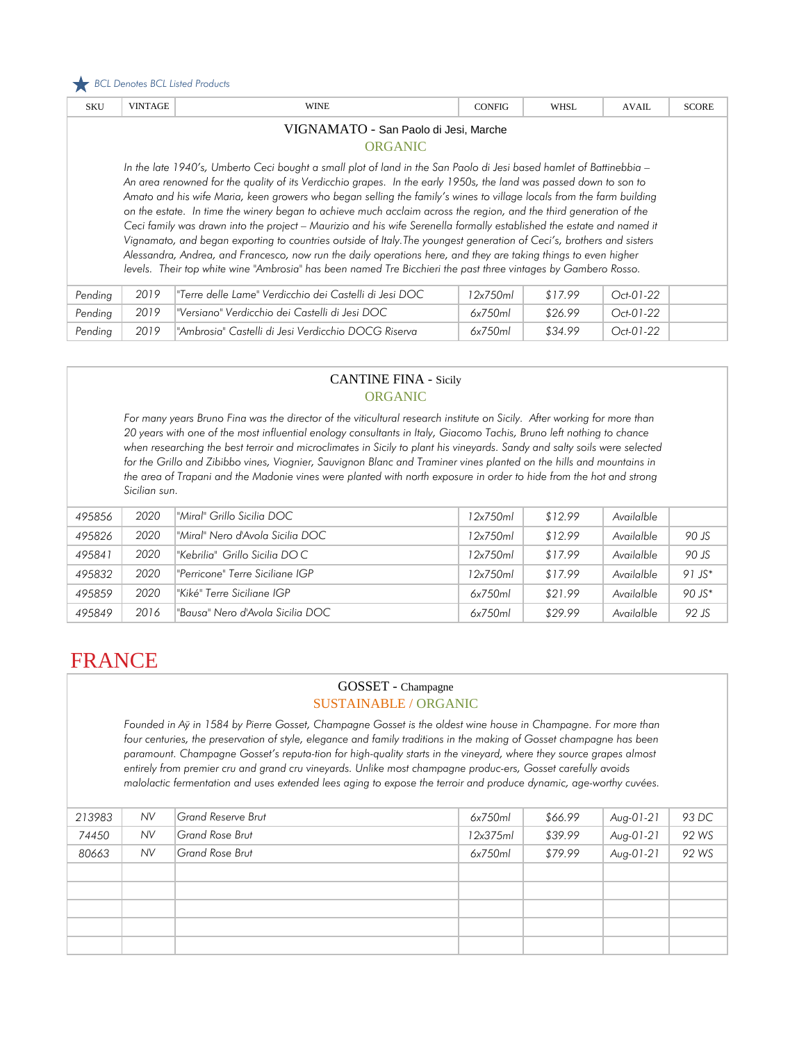★ *BCL Denotes BCL Listed Products*

| SKU | VINTAGE | WINE | CONFIG | WHSL | AVAIL | SCORE |
|---|---|---|---|---|---|---|

## VIGNAMATO - San Paolo di Jesi, Marche

ORGANIC

*In the late 1940's, Umberto Ceci bought a small plot of land in the San Paolo di Jesi based hamlet of Battinebbia – An area renowned for the quality of its Verdicchio grapes. In the early 1950s, the land was passed down to son to Amato and his wife Maria, keen growers who began selling the family's wines to village locals from the farm building on the estate. In time the winery began to achieve much acclaim across the region, and the third generation of the Ceci family was drawn into the project – Maurizio and his wife Serenella formally established the estate and named it Vignamato, and began exporting to countries outside of Italy.The youngest generation of Ceci's, brothers and sisters Alessandra, Andrea, and Francesco, now run the daily operations here, and they are taking things to even higher levels. Their top white wine "Ambrosia" has been named Tre Bicchieri the past three vintages by Gambero Rosso.*

| SKU | VINTAGE | WINE | CONFIG | WHSL | AVAIL | SCORE |
|---|---|---|---|---|---|---|
| Pending | 2019 | "Terre delle Lame" Verdicchio dei Castelli di Jesi DOC | 12x750ml | $17.99 | Oct-01-22 | |
| Pending | 2019 | "Versiano" Verdicchio dei Castelli di Jesi DOC | 6x750ml | $26.99 | Oct-01-22 | |
| Pending | 2019 | "Ambrosia" Castelli di Jesi Verdicchio DOCG Riserva | 6x750ml | $34.99 | Oct-01-22 | |

## CANTINE FINA - Sicily

ORGANIC

*For many years Bruno Fina was the director of the viticultural research institute on Sicily. After working for more than 20 years with one of the most influential enology consultants in Italy, Giacomo Tachis, Bruno left nothing to chance when researching the best terroir and microclimates in Sicily to plant his vineyards. Sandy and salty soils were selected for the Grillo and Zibibbo vines, Viognier, Sauvignon Blanc and Traminer vines planted on the hills and mountains in the area of Trapani and the Madonie vines were planted with north exposure in order to hide from the hot and strong Sicilian sun.*

| SKU | VINTAGE | WINE | CONFIG | WHSL | AVAIL | SCORE |
|---|---|---|---|---|---|---|
| 495856 | 2020 | "Miral" Grillo Sicilia DOC | 12x750ml | $12.99 | Availble | |
| 495826 | 2020 | "Miral" Nero d'Avola Sicilia DOC | 12x750ml | $12.99 | Availble | 90 JS |
| 495841 | 2020 | "Kebrilia" Grillo Sicilia DO C | 12x750ml | $17.99 | Availble | 90 JS |
| 495832 | 2020 | "Perricone" Terre Siciliane IGP | 12x750ml | $17.99 | Availble | 91 JS* |
| 495859 | 2020 | "Kiké" Terre Siciliane IGP | 6x750ml | $21.99 | Availble | 90 JS* |
| 495849 | 2016 | "Bausa" Nero d'Avola Sicilia DOC | 6x750ml | $29.99 | Availble | 92 JS |

# FRANCE

## GOSSET - Champagne

SUSTAINABLE / ORGANIC

*Founded in Aÿ in 1584 by Pierre Gosset, Champagne Gosset is the oldest wine house in Champagne. For more than four centuries, the preservation of style, elegance and family traditions in the making of Gosset champagne has been paramount. Champagne Gosset's reputa-tion for high-quality starts in the vineyard, where they source grapes almost entirely from premier cru and grand cru vineyards. Unlike most champagne produc-ers, Gosset carefully avoids malolactic fermentation and uses extended lees aging to expose the terroir and produce dynamic, age-worthy cuvées.*

| SKU | VINTAGE | WINE | CONFIG | WHSL | AVAIL | SCORE |
|---|---|---|---|---|---|---|
| 213983 | NV | Grand Reserve Brut | 6x750ml | $66.99 | Aug-01-21 | 93 DC |
| 74450 | NV | Grand Rose Brut | 12x375ml | $39.99 | Aug-01-21 | 92 WS |
| 80663 | NV | Grand Rose Brut | 6x750ml | $79.99 | Aug-01-21 | 92 WS |
| | | | | | | |
| | | | | | | |
| | | | | | | |
| | | | | | | |
| | | | | | | |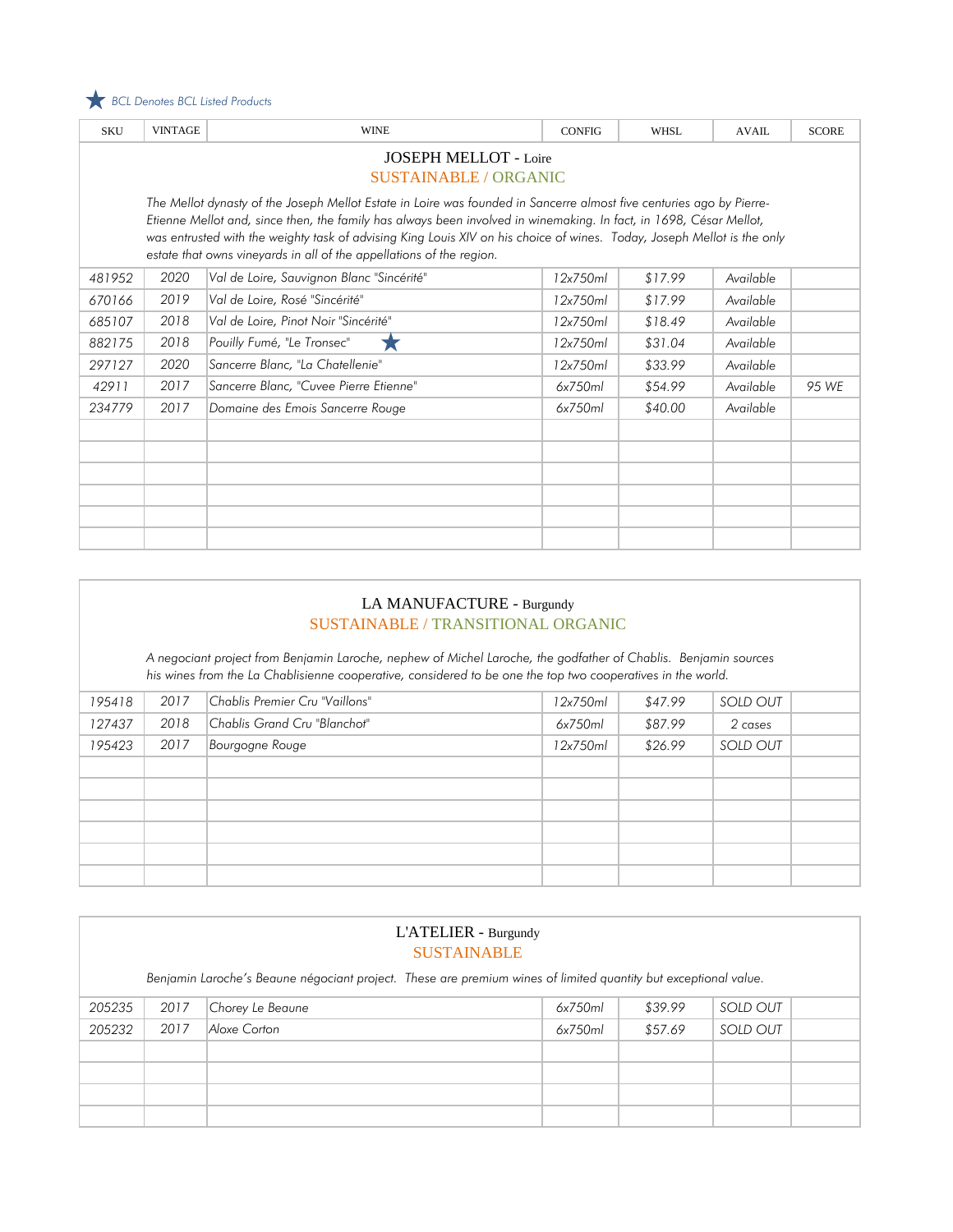★ *BCL Denotes BCL Listed Products*

| SKU | VINTAGE | WINE | CONFIG | WHSL | AVAIL | SCORE |
|---|---|---|---|---|---|---|

## JOSEPH MELLOT - Loire

SUSTAINABLE / ORGANIC

*The Mellot dynasty of the Joseph Mellot Estate in Loire was founded in Sancerre almost five centuries ago by Pierre-Etienne Mellot and, since then, the family has always been involved in winemaking. In fact, in 1698, César Mellot, was entrusted with the weighty task of advising King Louis XIV on his choice of wines. Today, Joseph Mellot is the only estate that owns vineyards in all of the appellations of the region.*

| SKU | VINTAGE | WINE | CONFIG | WHSL | AVAIL | SCORE |
|---|---|---|---|---|---|---|
| 481952 | 2020 | Val de Loire, Sauvignon Blanc "Sincérité" | 12x750ml | $17.99 | Available | |
| 670166 | 2019 | Val de Loire, Rosé "Sincérité" | 12x750ml | $17.99 | Available | |
| 685107 | 2018 | Val de Loire, Pinot Noir "Sincérité" | 12x750ml | $18.49 | Available | |
| 882175 | 2018 | Pouilly Fumé, "Le Tronsec" ★ | 12x750ml | $31.04 | Available | |
| 297127 | 2020 | Sancerre Blanc, "La Chatellenie" | 12x750ml | $33.99 | Available | |
| 42911 | 2017 | Sancerre Blanc, "Cuvee Pierre Etienne" | 6x750ml | $54.99 | Available | 95 WE |
| 234779 | 2017 | Domaine des Emois Sancerre Rouge | 6x750ml | $40.00 | Available | |

## LA MANUFACTURE - Burgundy

SUSTAINABLE / TRANSITIONAL ORGANIC

*A negociant project from Benjamin Laroche, nephew of Michel Laroche, the godfather of Chablis. Benjamin sources his wines from the La Chablisienne cooperative, considered to be one the top two cooperatives in the world.*

| SKU | VINTAGE | WINE | CONFIG | WHSL | AVAIL | SCORE |
|---|---|---|---|---|---|---|
| 195418 | 2017 | Chablis Premier Cru "Vaillons" | 12x750ml | $47.99 | SOLD OUT | |
| 127437 | 2018 | Chablis Grand Cru "Blanchot" | 6x750ml | $87.99 | 2 cases | |
| 195423 | 2017 | Bourgogne Rouge | 12x750ml | $26.99 | SOLD OUT | |

## L'ATELIER - Burgundy

SUSTAINABLE

*Benjamin Laroche's Beaune négociant project. These are premium wines of limited quantity but exceptional value.*

| SKU | VINTAGE | WINE | CONFIG | WHSL | AVAIL | SCORE |
|---|---|---|---|---|---|---|
| 205235 | 2017 | Chorey Le Beaune | 6x750ml | $39.99 | SOLD OUT | |
| 205232 | 2017 | Aloxe Corton | 6x750ml | $57.69 | SOLD OUT | |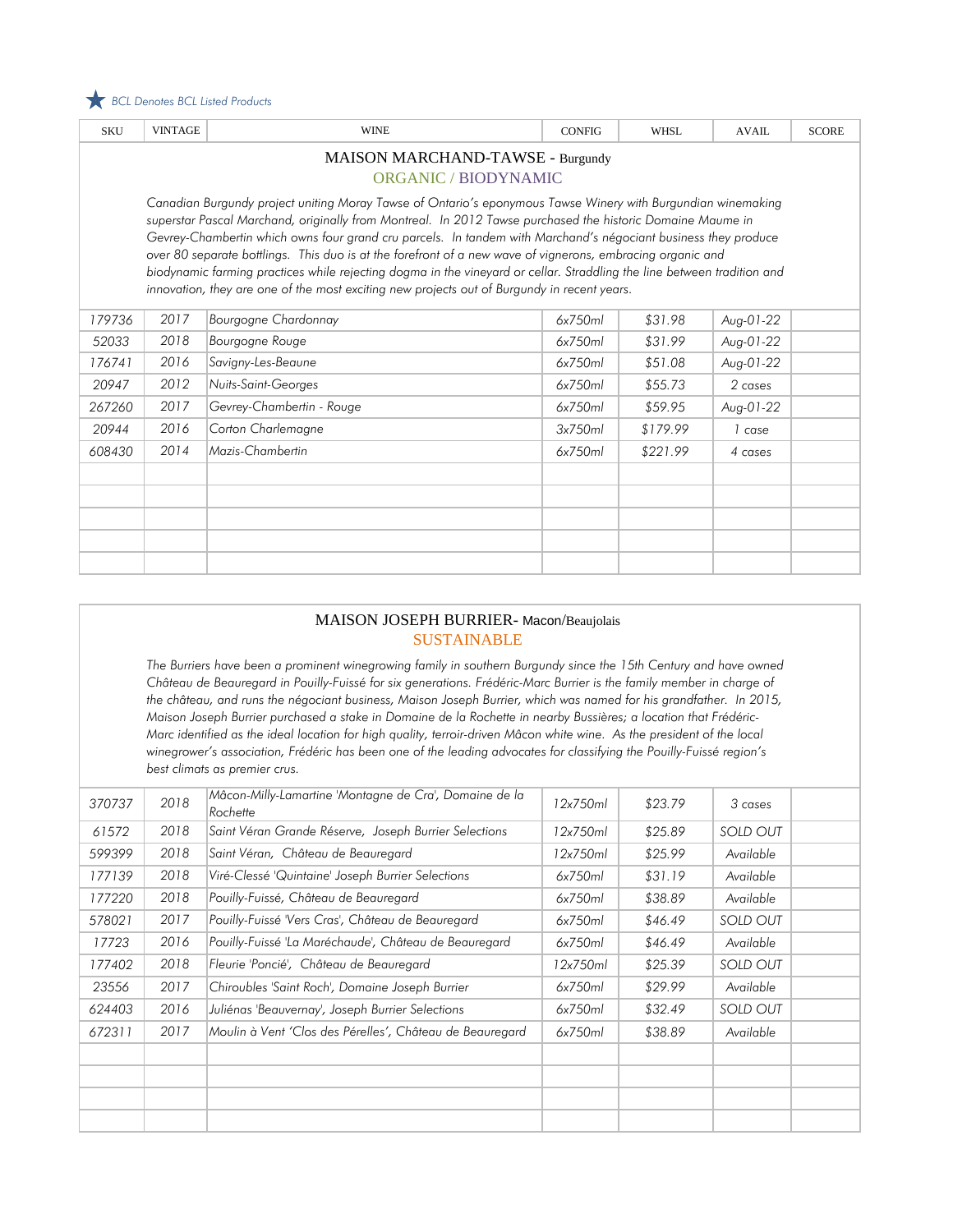★ *BCL Denotes BCL Listed Products*

| SKU | VINTAGE | WINE | CONFIG | WHSL | AVAIL | SCORE |
|---|---|---|---|---|---|---|

## MAISON MARCHAND-TAWSE - Burgundy

### ORGANIC / BIODYNAMIC

*Canadian Burgundy project uniting Moray Tawse of Ontario's eponymous Tawse Winery with Burgundian winemaking superstar Pascal Marchand, originally from Montreal. In 2012 Tawse purchased the historic Domaine Maume in Gevrey-Chambertin which owns four grand cru parcels. In tandem with Marchand's négociant business they produce over 80 separate bottlings. This duo is at the forefront of a new wave of vignerons, embracing organic and biodynamic farming practices while rejecting dogma in the vineyard or cellar. Straddling the line between tradition and innovation, they are one of the most exciting new projects out of Burgundy in recent years.*

| SKU | VINTAGE | WINE | CONFIG | WHSL | AVAIL | SCORE |
|---|---|---|---|---|---|---|
| 179736 | 2017 | Bourgogne Chardonnay | 6x750ml | $31.98 | Aug-01-22 | |
| 52033 | 2018 | Bourgogne Rouge | 6x750ml | $31.99 | Aug-01-22 | |
| 176741 | 2016 | Savigny-Les-Beaune | 6x750ml | $51.08 | Aug-01-22 | |
| 20947 | 2012 | Nuits-Saint-Georges | 6x750ml | $55.73 | 2 cases | |
| 267260 | 2017 | Gevrey-Chambertin - Rouge | 6x750ml | $59.95 | Aug-01-22 | |
| 20944 | 2016 | Corton Charlemagne | 3x750ml | $179.99 | 1 case | |
| 608430 | 2014 | Mazis-Chambertin | 6x750ml | $221.99 | 4 cases | |

## MAISON JOSEPH BURRIER- Macon/Beaujolais

### SUSTAINABLE

*The Burriers have been a prominent winegrowing family in southern Burgundy since the 15th Century and have owned Château de Beauregard in Pouilly-Fuissé for six generations. Frédéric-Marc Burrier is the family member in charge of the château, and runs the négociant business, Maison Joseph Burrier, which was named for his grandfather. In 2015, Maison Joseph Burrier purchased a stake in Domaine de la Rochette in nearby Bussières; a location that Frédéric-Marc identified as the ideal location for high quality, terroir-driven Mâcon white wine. As the president of the local winegrower's association, Frédéric has been one of the leading advocates for classifying the Pouilly-Fuissé region's best climats as premier crus.*

| SKU | VINTAGE | WINE | CONFIG | WHSL | AVAIL | SCORE |
|---|---|---|---|---|---|---|
| 370737 | 2018 | Mâcon-Milly-Lamartine 'Montagne de Cra', Domaine de la Rochette | 12x750ml | $23.79 | 3 cases | |
| 61572 | 2018 | Saint Véran Grande Réserve, Joseph Burrier Selections | 12x750ml | $25.89 | SOLD OUT | |
| 599399 | 2018 | Saint Véran, Château de Beauregard | 12x750ml | $25.99 | Available | |
| 177139 | 2018 | Viré-Clessé 'Quintaine' Joseph Burrier Selections | 6x750ml | $31.19 | Available | |
| 177220 | 2018 | Pouilly-Fuissé, Château de Beauregard | 6x750ml | $38.89 | Available | |
| 578021 | 2017 | Pouilly-Fuissé 'Vers Cras', Château de Beauregard | 6x750ml | $46.49 | SOLD OUT | |
| 17723 | 2016 | Pouilly-Fuissé 'La Maréchaude', Château de Beauregard | 6x750ml | $46.49 | Available | |
| 177402 | 2018 | Fleurie 'Poncié', Château de Beauregard | 12x750ml | $25.39 | SOLD OUT | |
| 23556 | 2017 | Chiroubles 'Saint Roch', Domaine Joseph Burrier | 6x750ml | $29.99 | Available | |
| 624403 | 2016 | Juliénas 'Beauvernay', Joseph Burrier Selections | 6x750ml | $32.49 | SOLD OUT | |
| 672311 | 2017 | Moulin à Vent 'Clos des Pérelles', Château de Beauregard | 6x750ml | $38.89 | Available | |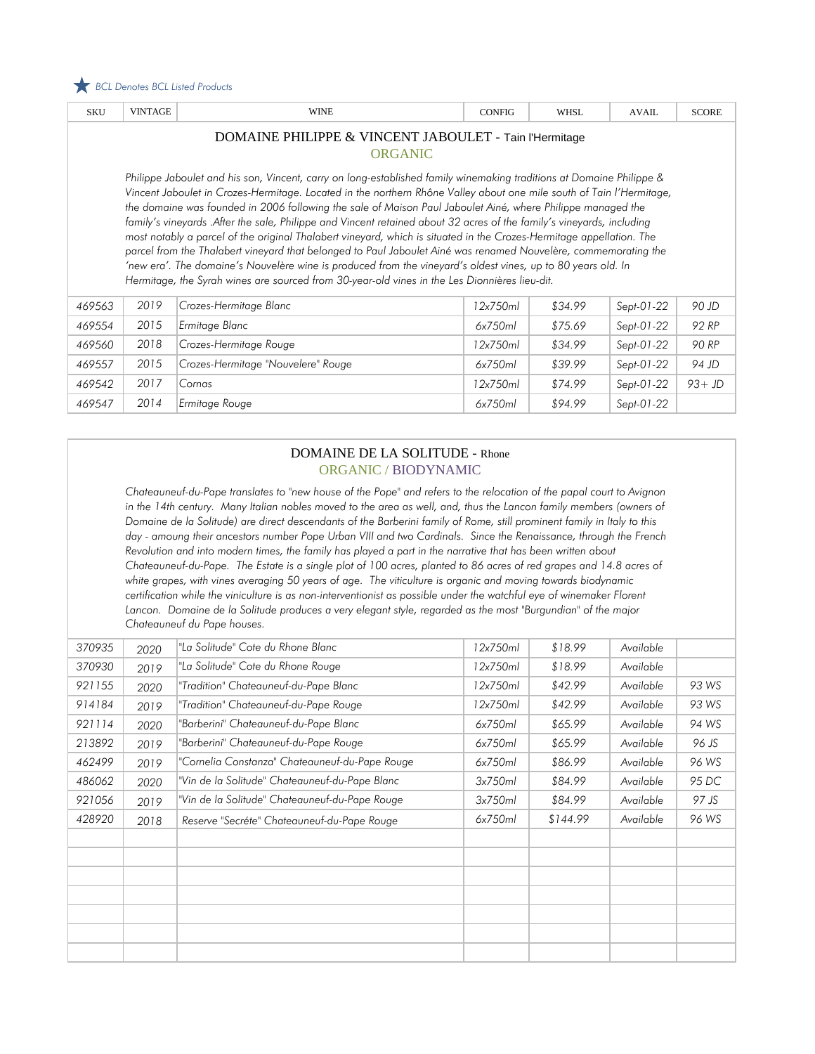★ *BCL Denotes BCL Listed Products*

| SKU | VINTAGE | WINE | CONFIG | WHSL | AVAIL | SCORE |
|---|---|---|---|---|---|---|

## DOMAINE PHILIPPE & VINCENT JABOULET - Tain l'Hermitage

ORGANIC

*Philippe Jaboulet and his son, Vincent, carry on long-established family winemaking traditions at Domaine Philippe & Vincent Jaboulet in Crozes-Hermitage. Located in the northern Rhône Valley about one mile south of Tain l'Hermitage, the domaine was founded in 2006 following the sale of Maison Paul Jaboulet Ainé, where Philippe managed the family's vineyards .After the sale, Philippe and Vincent retained about 32 acres of the family's vineyards, including most notably a parcel of the original Thalabert vineyard, which is situated in the Crozes-Hermitage appellation. The parcel from the Thalabert vineyard that belonged to Paul Jaboulet Ainé was renamed Nouvelère, commemorating the 'new era'. The domaine's Nouvelère wine is produced from the vineyard's oldest vines, up to 80 years old. In Hermitage, the Syrah wines are sourced from 30-year-old vines in the Les Dionnières lieu-dit.*

| SKU | VINTAGE | WINE | CONFIG | WHSL | AVAIL | SCORE |
|---|---|---|---|---|---|---|
| 469563 | 2019 | Crozes-Hermitage Blanc | 12x750ml | $34.99 | Sept-01-22 | 90 JD |
| 469554 | 2015 | Ermitage Blanc | 6x750ml | $75.69 | Sept-01-22 | 92 RP |
| 469560 | 2018 | Crozes-Hermitage Rouge | 12x750ml | $34.99 | Sept-01-22 | 90 RP |
| 469557 | 2015 | Crozes-Hermitage "Nouvelere" Rouge | 6x750ml | $39.99 | Sept-01-22 | 94 JD |
| 469542 | 2017 | Cornas | 12x750ml | $74.99 | Sept-01-22 | 93+ JD |
| 469547 | 2014 | Ermitage Rouge | 6x750ml | $94.99 | Sept-01-22 | |

## DOMAINE DE LA SOLITUDE - Rhone

ORGANIC / BIODYNAMIC

*Chateauneuf-du-Pape translates to "new house of the Pope" and refers to the relocation of the papal court to Avignon in the 14th century. Many Italian nobles moved to the area as well, and, thus the Lancon family members (owners of Domaine de la Solitude) are direct descendants of the Barberini family of Rome, still prominent family in Italy to this day - amoung their ancestors number Pope Urban VIII and two Cardinals. Since the Renaissance, through the French Revolution and into modern times, the family has played a part in the narrative that has been written about Chateauneuf-du-Pape. The Estate is a single plot of 100 acres, planted to 86 acres of red grapes and 14.8 acres of white grapes, with vines averaging 50 years of age. The viticulture is organic and moving towards biodynamic certification while the viniculture is as non-interventionist as possible under the watchful eye of winemaker Florent Lancon. Domaine de la Solitude produces a very elegant style, regarded as the most "Burgundian" of the major Chateauneuf du Pape houses.*

| SKU | VINTAGE | WINE | CONFIG | WHSL | AVAIL | SCORE |
|---|---|---|---|---|---|---|
| 370935 | 2020 | "La Solitude" Cote du Rhone Blanc | 12x750ml | $18.99 | Available | |
| 370930 | 2019 | "La Solitude" Cote du Rhone Rouge | 12x750ml | $18.99 | Available | |
| 921155 | 2020 | "Tradition" Chateauneuf-du-Pape Blanc | 12x750ml | $42.99 | Available | 93 WS |
| 914184 | 2019 | "Tradition" Chateauneuf-du-Pape Rouge | 12x750ml | $42.99 | Available | 93 WS |
| 921114 | 2020 | "Barberini" Chateauneuf-du-Pape Blanc | 6x750ml | $65.99 | Available | 94 WS |
| 213892 | 2019 | "Barberini" Chateauneuf-du-Pape Rouge | 6x750ml | $65.99 | Available | 96 JS |
| 462499 | 2019 | "Cornelia Constanza" Chateauneuf-du-Pape Rouge | 6x750ml | $86.99 | Available | 96 WS |
| 486062 | 2020 | "Vin de la Solitude" Chateauneuf-du-Pape Blanc | 3x750ml | $84.99 | Available | 95 DC |
| 921056 | 2019 | "Vin de la Solitude" Chateauneuf-du-Pape Rouge | 3x750ml | $84.99 | Available | 97 JS |
| 428920 | 2018 | Reserve "Secréte" Chateauneuf-du-Pape Rouge | 6x750ml | $144.99 | Available | 96 WS |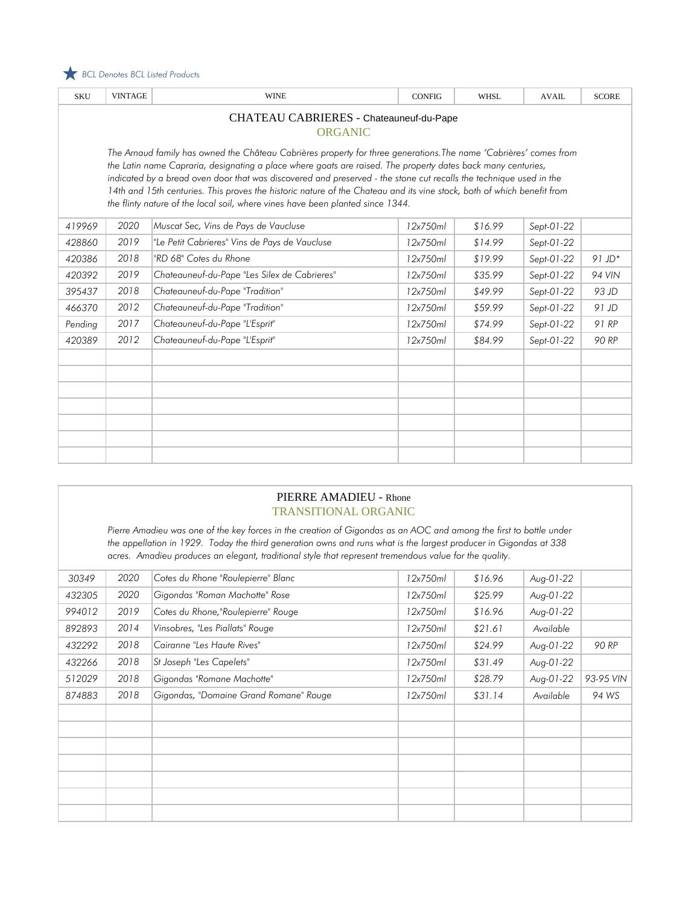★ *BCL Denotes BCL Listed Products*

| SKU | VINTAGE | WINE | CONFIG | WHSL | AVAIL | SCORE |
|---|---|---|---|---|---|---|

## CHATEAU CABRIERES - Chateauneuf-du-Pape

### ORGANIC

*The Arnaud family has owned the Château Cabrières property for three generations.The name 'Cabrières' comes from the Latin name Capraria, designating a place where goats are raised. The property dates back many centuries, indicated by a bread oven door that was discovered and preserved - the stone cut recalls the technique used in the 14th and 15th centuries. This proves the historic nature of the Chateau and its vine stock, both of which benefit from the flinty nature of the local soil, where vines have been planted since 1344.*

| SKU | VINTAGE | WINE | CONFIG | WHSL | AVAIL | SCORE |
|---|---|---|---|---|---|---|
| 419969 | 2020 | Muscat Sec, Vins de Pays de Vaucluse | 12x750ml | $16.99 | Sept-01-22 | |
| 428860 | 2019 | "Le Petit Cabrieres" Vins de Pays de Vaucluse | 12x750ml | $14.99 | Sept-01-22 | |
| 420386 | 2018 | "RD 68" Cotes du Rhone | 12x750ml | $19.99 | Sept-01-22 | 91 JD* |
| 420392 | 2019 | Chateauneuf-du-Pape "Les Silex de Cabrieres" | 12x750ml | $35.99 | Sept-01-22 | 94 VIN |
| 395437 | 2018 | Chateauneuf-du-Pape "Tradition" | 12x750ml | $49.99 | Sept-01-22 | 93 JD |
| 466370 | 2012 | Chateauneuf-du-Pape "Tradition" | 12x750ml | $59.99 | Sept-01-22 | 91 JD |
| Pending | 2017 | Chateauneuf-du-Pape "L'Esprit" | 12x750ml | $74.99 | Sept-01-22 | 91 RP |
| 420389 | 2012 | Chateauneuf-du-Pape "L'Esprit" | 12x750ml | $84.99 | Sept-01-22 | 90 RP |

## PIERRE AMADIEU - Rhone

### TRANSITIONAL ORGANIC

*Pierre Amadieu was one of the key forces in the creation of Gigondas as an AOC and among the first to bottle under the appellation in 1929. Today the third generation owns and runs what is the largest producer in Gigondas at 338 acres. Amadieu produces an elegant, traditional style that represent tremendous value for the quality.*

| SKU | VINTAGE | WINE | CONFIG | WHSL | AVAIL | SCORE |
|---|---|---|---|---|---|---|
| 30349 | 2020 | Cotes du Rhone "Roulepierre" Blanc | 12x750ml | $16.96 | Aug-01-22 | |
| 432305 | 2020 | Gigondas "Roman Machotte" Rose | 12x750ml | $25.99 | Aug-01-22 | |
| 994012 | 2019 | Cotes du Rhone,"Roulepierre" Rouge | 12x750ml | $16.96 | Aug-01-22 | |
| 892893 | 2014 | Vinsobres, "Les Piallats" Rouge | 12x750ml | $21.61 | Available | |
| 432292 | 2018 | Cairanne "Les Haute Rives" | 12x750ml | $24.99 | Aug-01-22 | 90 RP |
| 432266 | 2018 | St Joseph "Les Capelets" | 12x750ml | $31.49 | Aug-01-22 | |
| 512029 | 2018 | Gigondas "Romane Machotte" | 12x750ml | $28.79 | Aug-01-22 | 93-95 VIN |
| 874883 | 2018 | Gigondas, "Domaine Grand Romane" Rouge | 12x750ml | $31.14 | Available | 94 WS |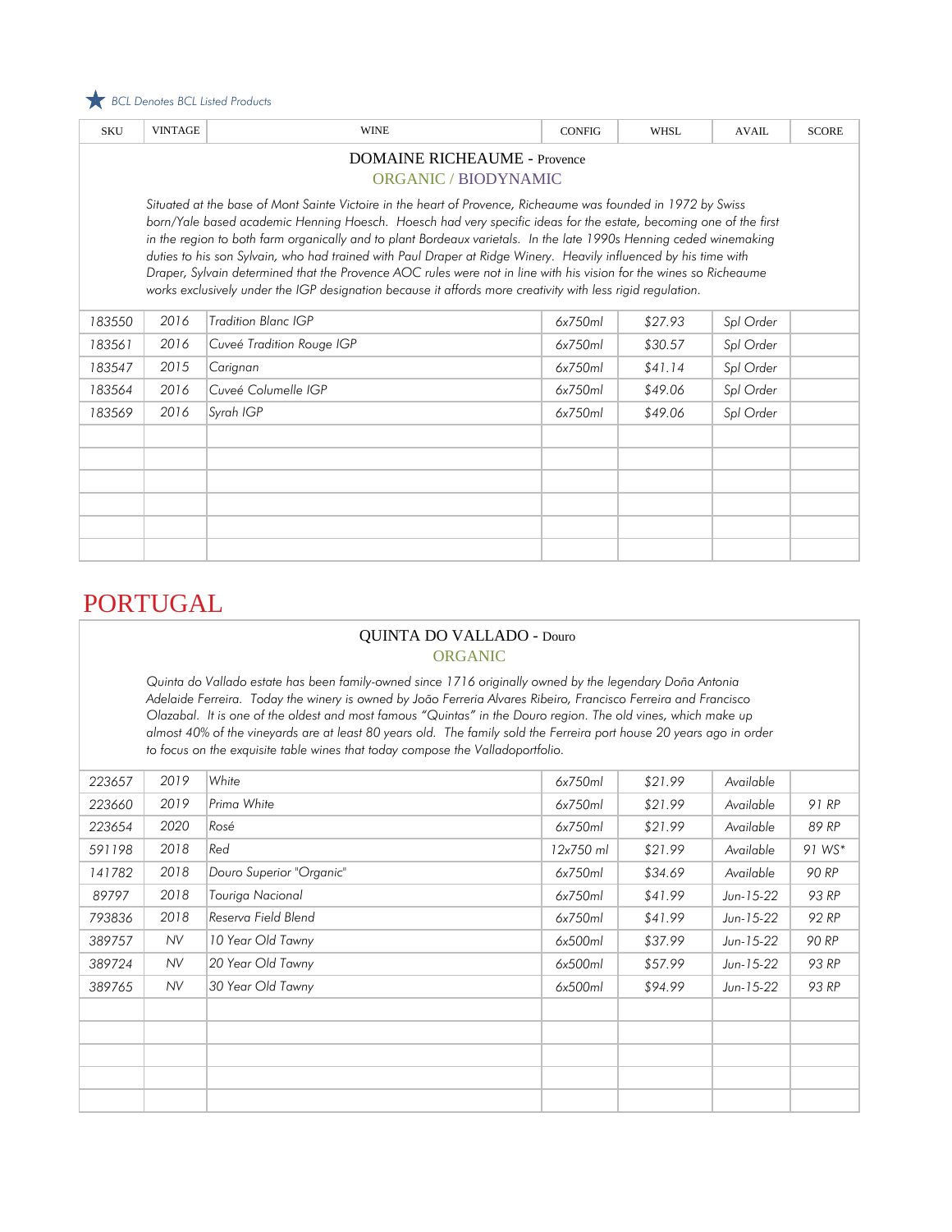★ BCL Denotes BCL Listed Products

| SKU | VINTAGE | WINE | CONFIG | WHSL | AVAIL | SCORE |
|---|---|---|---|---|---|---|

## DOMAINE RICHEAUME - Provence

ORGANIC / BIODYNAMIC

*Situated at the base of Mont Sainte Victoire in the heart of Provence, Richeaume was founded in 1972 by Swiss born/Yale based academic Henning Hoesch. Hoesch had very specific ideas for the estate, becoming one of the first in the region to both farm organically and to plant Bordeaux varietals. In the late 1990s Henning ceded winemaking duties to his son Sylvain, who had trained with Paul Draper at Ridge Winery. Heavily influenced by his time with Draper, Sylvain determined that the Provence AOC rules were not in line with his vision for the wines so Richeaume works exclusively under the IGP designation because it affords more creativity with less rigid regulation.*

| SKU | VINTAGE | WINE | CONFIG | WHSL | AVAIL | SCORE |
|---|---|---|---|---|---|---|
| 183550 | 2016 | Tradition Blanc IGP | 6x750ml | $27.93 | Spl Order | |
| 183561 | 2016 | Cuveé Tradition Rouge IGP | 6x750ml | $30.57 | Spl Order | |
| 183547 | 2015 | Carignan | 6x750ml | $41.14 | Spl Order | |
| 183564 | 2016 | Cuveé Columelle IGP | 6x750ml | $49.06 | Spl Order | |
| 183569 | 2016 | Syrah IGP | 6x750ml | $49.06 | Spl Order | |

# PORTUGAL

## QUINTA DO VALLADO - Douro

ORGANIC

*Quinta do Vallado estate has been family-owned since 1716 originally owned by the legendary Doña Antonia Adelaide Ferreira. Today the winery is owned by João Ferreria Alvares Ribeiro, Francisco Ferreira and Francisco Olazabal. It is one of the oldest and most famous "Quintas" in the Douro region. The old vines, which make up almost 40% of the vineyards are at least 80 years old. The family sold the Ferreira port house 20 years ago in order to focus on the exquisite table wines that today compose the Valladoportfolio.*

| SKU | VINTAGE | WINE | CONFIG | WHSL | AVAIL | SCORE |
|---|---|---|---|---|---|---|
| 223657 | 2019 | White | 6x750ml | $21.99 | Available | |
| 223660 | 2019 | Prima White | 6x750ml | $21.99 | Available | 91 RP |
| 223654 | 2020 | Rosé | 6x750ml | $21.99 | Available | 89 RP |
| 591198 | 2018 | Red | 12x750 ml | $21.99 | Available | 91 WS* |
| 141782 | 2018 | Douro Superior "Organic" | 6x750ml | $34.69 | Available | 90 RP |
| 89797 | 2018 | Touriga Nacional | 6x750ml | $41.99 | Jun-15-22 | 93 RP |
| 793836 | 2018 | Reserva Field Blend | 6x750ml | $41.99 | Jun-15-22 | 92 RP |
| 389757 | NV | 10 Year Old Tawny | 6x500ml | $37.99 | Jun-15-22 | 90 RP |
| 389724 | NV | 20 Year Old Tawny | 6x500ml | $57.99 | Jun-15-22 | 93 RP |
| 389765 | NV | 30 Year Old Tawny | 6x500ml | $94.99 | Jun-15-22 | 93 RP |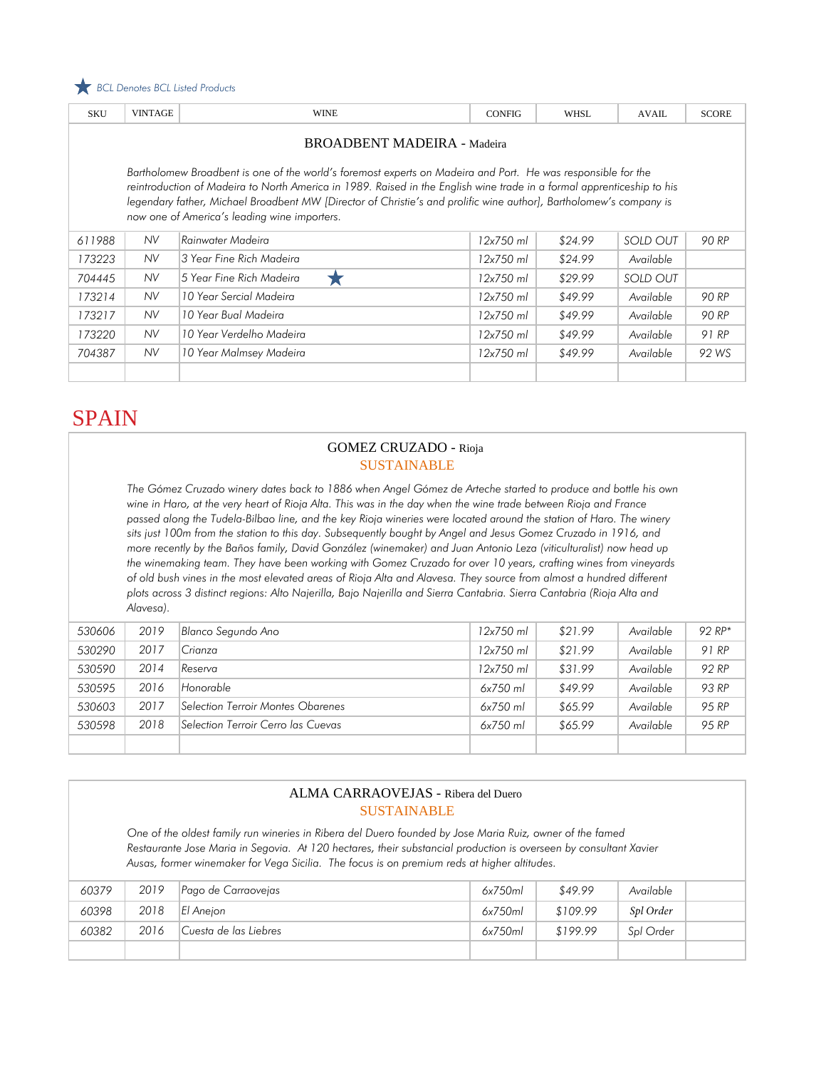★ BCL Denotes BCL Listed Products

| SKU | VINTAGE | WINE | CONFIG | WHSL | AVAIL | SCORE |
|---|---|---|---|---|---|---|
| | | **BROADBENT MADEIRA** - Madeira | | | | |
| | | *Bartholomew Broadbent is one of the world's foremost experts on Madeira and Port. He was responsible for the reintroduction of Madeira to North America in 1989. Raised in the English wine trade in a formal apprenticeship to his legendary father, Michael Broadbent MW [Director of Christie's and prolific wine author], Bartholomew's company is now one of America's leading wine importers.* | | | | |
| 611988 | NV | Rainwater Madeira | 12x750 ml | $24.99 | SOLD OUT | 90 RP |
| 173223 | NV | 3 Year Fine Rich Madeira | 12x750 ml | $24.99 | Available | |
| 704445 | NV | 5 Year Fine Rich Madeira ★ | 12x750 ml | $29.99 | SOLD OUT | |
| 173214 | NV | 10 Year Sercial Madeira | 12x750 ml | $49.99 | Available | 90 RP |
| 173217 | NV | 10 Year Bual Madeira | 12x750 ml | $49.99 | Available | 90 RP |
| 173220 | NV | 10 Year Verdelho Madeira | 12x750 ml | $49.99 | Available | 91 RP |
| 704387 | NV | 10 Year Malmsey Madeira | 12x750 ml | $49.99 | Available | 92 WS |

# SPAIN

## GOMEZ CRUZADO - Rioja

SUSTAINABLE

*The Gómez Cruzado winery dates back to 1886 when Angel Gómez de Arteche started to produce and bottle his own wine in Haro, at the very heart of Rioja Alta. This was in the day when the wine trade between Rioja and France passed along the Tudela-Bilbao line, and the key Rioja wineries were located around the station of Haro. The winery sits just 100m from the station to this day. Subsequently bought by Angel and Jesus Gomez Cruzado in 1916, and more recently by the Baños family, David González (winemaker) and Juan Antonio Leza (viticulturalist) now head up the winemaking team. They have been working with Gomez Cruzado for over 10 years, crafting wines from vineyards of old bush vines in the most elevated areas of Rioja Alta and Alavesa. They source from almost a hundred different plots across 3 distinct regions: Alto Najerilla, Bajo Najerilla and Sierra Cantabria. Sierra Cantabria (Rioja Alta and Alavesa).*

| SKU | VINTAGE | WINE | CONFIG | WHSL | AVAIL | SCORE |
|---|---|---|---|---|---|---|
| 530606 | 2019 | Blanco Segundo Ano | 12x750 ml | $21.99 | Available | 92 RP* |
| 530290 | 2017 | Crianza | 12x750 ml | $21.99 | Available | 91 RP |
| 530590 | 2014 | Reserva | 12x750 ml | $31.99 | Available | 92 RP |
| 530595 | 2016 | Honorable | 6x750 ml | $49.99 | Available | 93 RP |
| 530603 | 2017 | Selection Terroir Montes Obarenes | 6x750 ml | $65.99 | Available | 95 RP |
| 530598 | 2018 | Selection Terroir Cerro las Cuevas | 6x750 ml | $65.99 | Available | 95 RP |

## ALMA CARRAOVEJAS - Ribera del Duero

SUSTAINABLE

*One of the oldest family run wineries in Ribera del Duero founded by Jose Maria Ruiz, owner of the famed Restaurante Jose Maria in Segovia. At 120 hectares, their substancial production is overseen by consultant Xavier Ausas, former winemaker for Vega Sicilia. The focus is on premium reds at higher altitudes.*

| SKU | VINTAGE | WINE | CONFIG | WHSL | AVAIL | SCORE |
|---|---|---|---|---|---|---|
| 60379 | 2019 | Pago de Carraovejas | 6x750ml | $49.99 | Available | |
| 60398 | 2018 | El Anejon | 6x750ml | $109.99 | Spl Order | |
| 60382 | 2016 | Cuesta de las Liebres | 6x750ml | $199.99 | Spl Order | |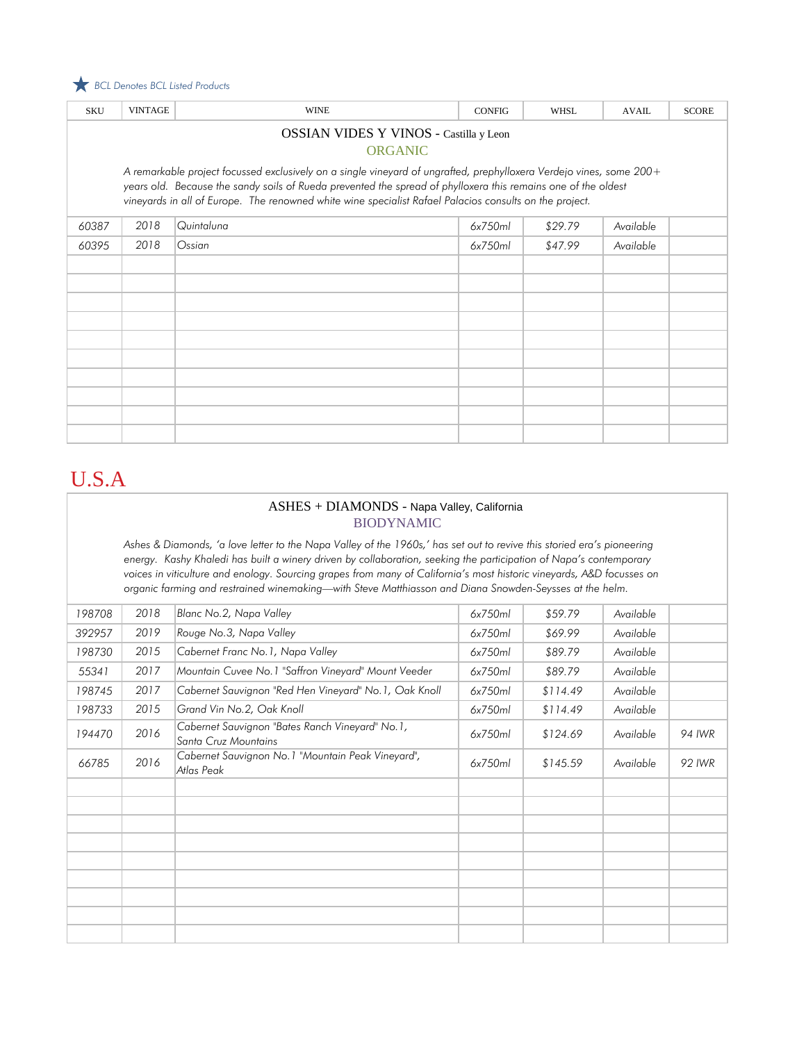★ *BCL Denotes BCL Listed Products*

| SKU | VINTAGE | WINE | CONFIG | WHSL | AVAIL | SCORE |
|---|---|---|---|---|---|---|
| | | **OSSIAN VIDES Y VINOS** - Castilla y Leon<br>ORGANIC<br>*A remarkable project focussed exclusively on a single vineyard of ungrafted, prephylloxera Verdejo vines, some 200+ years old. Because the sandy soils of Rueda prevented the spread of phylloxera this remains one of the oldest vineyards in all of Europe. The renowned white wine specialist Rafael Palacios consults on the project.* | | | | |
| 60387 | 2018 | Quintaluna | 6x750ml | $29.79 | Available | |
| 60395 | 2018 | Ossian | 6x750ml | $47.99 | Available | |

# U.S.A

| SKU | VINTAGE | WINE | CONFIG | WHSL | AVAIL | SCORE |
|---|---|---|---|---|---|---|
| | | **ASHES + DIAMONDS** - Napa Valley, California<br>BIODYNAMIC<br>*Ashes & Diamonds, 'a love letter to the Napa Valley of the 1960s,' has set out to revive this storied era's pioneering energy. Kashy Khaledi has built a winery driven by collaboration, seeking the participation of Napa's contemporary voices in viticulture and enology. Sourcing grapes from many of California's most historic vineyards, A&D focusses on organic farming and restrained winemaking—with Steve Matthiasson and Diana Snowden-Seysses at the helm.* | | | | |
| 198708 | 2018 | Blanc No.2, Napa Valley | 6x750ml | $59.79 | Available | |
| 392957 | 2019 | Rouge No.3, Napa Valley | 6x750ml | $69.99 | Available | |
| 198730 | 2015 | Cabernet Franc No.1, Napa Valley | 6x750ml | $89.79 | Available | |
| 55341 | 2017 | Mountain Cuvee No.1 "Saffron Vineyard" Mount Veeder | 6x750ml | $89.79 | Available | |
| 198745 | 2017 | Cabernet Sauvignon "Red Hen Vineyard" No.1, Oak Knoll | 6x750ml | $114.49 | Available | |
| 198733 | 2015 | Grand Vin No.2, Oak Knoll | 6x750ml | $114.49 | Available | |
| 194470 | 2016 | Cabernet Sauvignon "Bates Ranch Vineyard" No.1, Santa Cruz Mountains | 6x750ml | $124.69 | Available | 94 IWR |
| 66785 | 2016 | Cabernet Sauvignon No.1 "Mountain Peak Vineyard", Atlas Peak | 6x750ml | $145.59 | Available | 92 IWR |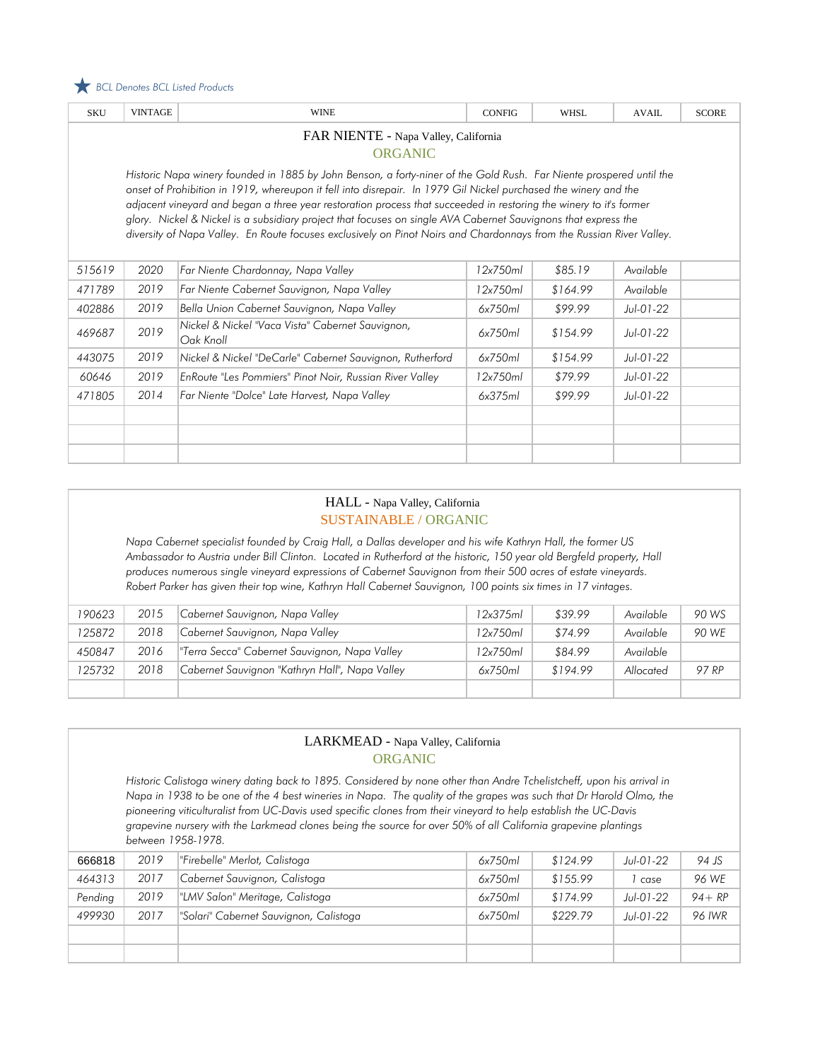★ *BCL Denotes BCL Listed Products*

| SKU | VINTAGE | WINE | CONFIG | WHSL | AVAIL | SCORE |
|---|---|---|---|---|---|---|

## FAR NIENTE - Napa Valley, California

ORGANIC

*Historic Napa winery founded in 1885 by John Benson, a forty-niner of the Gold Rush. Far Niente prospered until the onset of Prohibition in 1919, whereupon it fell into disrepair. In 1979 Gil Nickel purchased the winery and the adjacent vineyard and began a three year restoration process that succeeded in restoring the winery to it's former glory. Nickel & Nickel is a subsidiary project that focuses on single AVA Cabernet Sauvignons that express the diversity of Napa Valley. En Route focuses exclusively on Pinot Noirs and Chardonnays from the Russian River Valley.*

| SKU | VINTAGE | WINE | CONFIG | WHSL | AVAIL | SCORE |
|---|---|---|---|---|---|---|
| 515619 | 2020 | Far Niente Chardonnay, Napa Valley | 12x750ml | $85.19 | Available | |
| 471789 | 2019 | Far Niente Cabernet Sauvignon, Napa Valley | 12x750ml | $164.99 | Available | |
| 402886 | 2019 | Bella Union Cabernet Sauvignon, Napa Valley | 6x750ml | $99.99 | Jul-01-22 | |
| 469687 | 2019 | Nickel & Nickel "Vaca Vista" Cabernet Sauvignon, Oak Knoll | 6x750ml | $154.99 | Jul-01-22 | |
| 443075 | 2019 | Nickel & Nickel "DeCarle" Cabernet Sauvignon, Rutherford | 6x750ml | $154.99 | Jul-01-22 | |
| 60646 | 2019 | EnRoute "Les Pommiers" Pinot Noir, Russian River Valley | 12x750ml | $79.99 | Jul-01-22 | |
| 471805 | 2014 | Far Niente "Dolce" Late Harvest, Napa Valley | 6x375ml | $99.99 | Jul-01-22 | |

## HALL - Napa Valley, California

SUSTAINABLE / ORGANIC

*Napa Cabernet specialist founded by Craig Hall, a Dallas developer and his wife Kathryn Hall, the former US Ambassador to Austria under Bill Clinton. Located in Rutherford at the historic, 150 year old Bergfeld property, Hall produces numerous single vineyard expressions of Cabernet Sauvignon from their 500 acres of estate vineyards. Robert Parker has given their top wine, Kathryn Hall Cabernet Sauvignon, 100 points six times in 17 vintages.*

| SKU | VINTAGE | WINE | CONFIG | WHSL | AVAIL | SCORE |
|---|---|---|---|---|---|---|
| 190623 | 2015 | Cabernet Sauvignon, Napa Valley | 12x375ml | $39.99 | Available | 90 WS |
| 125872 | 2018 | Cabernet Sauvignon, Napa Valley | 12x750ml | $74.99 | Available | 90 WE |
| 450847 | 2016 | "Terra Secca" Cabernet Sauvignon, Napa Valley | 12x750ml | $84.99 | Available | |
| 125732 | 2018 | Cabernet Sauvignon "Kathryn Hall", Napa Valley | 6x750ml | $194.99 | Allocated | 97 RP |

## LARKMEAD - Napa Valley, California

ORGANIC

*Historic Calistoga winery dating back to 1895. Considered by none other than Andre Tchelistcheff, upon his arrival in Napa in 1938 to be one of the 4 best wineries in Napa. The quality of the grapes was such that Dr Harold Olmo, the pioneering viticulturalist from UC-Davis used specific clones from their vineyard to help establish the UC-Davis grapevine nursery with the Larkmead clones being the source for over 50% of all California grapevine plantings between 1958-1978.*

| SKU | VINTAGE | WINE | CONFIG | WHSL | AVAIL | SCORE |
|---|---|---|---|---|---|---|
| 666818 | 2019 | "Firebelle" Merlot, Calistoga | 6x750ml | $124.99 | Jul-01-22 | 94 JS |
| 464313 | 2017 | Cabernet Sauvignon, Calistoga | 6x750ml | $155.99 | 1 case | 96 WE |
| Pending | 2019 | "LMV Salon" Meritage, Calistoga | 6x750ml | $174.99 | Jul-01-22 | 94+ RP |
| 499930 | 2017 | "Solari" Cabernet Sauvignon, Calistoga | 6x750ml | $229.79 | Jul-01-22 | 96 IWR |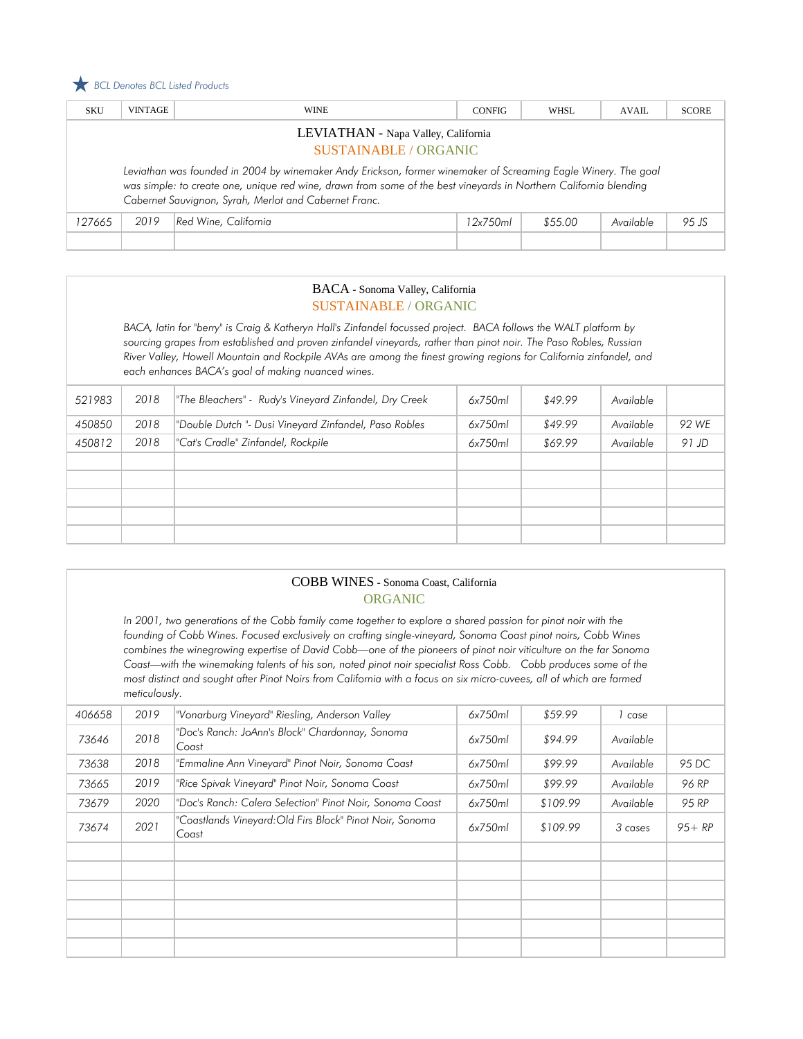★ *BCL Denotes BCL Listed Products*

| SKU | VINTAGE | WINE | CONFIG | WHSL | AVAIL | SCORE |
|---|---|---|---|---|---|---|

## LEVIATHAN - Napa Valley, California

SUSTAINABLE / ORGANIC

*Leviathan was founded in 2004 by winemaker Andy Erickson, former winemaker of Screaming Eagle Winery. The goal was simple: to create one, unique red wine, drawn from some of the best vineyards in Northern California blending Cabernet Sauvignon, Syrah, Merlot and Cabernet Franc.*

| SKU | VINTAGE | WINE | CONFIG | WHSL | AVAIL | SCORE |
|---|---|---|---|---|---|---|
| 127665 | 2019 | Red Wine, California | 12x750ml | $55.00 | Available | 95 JS |

## BACA - Sonoma Valley, California

SUSTAINABLE / ORGANIC

*BACA, latin for "berry" is Craig & Katheryn Hall's Zinfandel focussed project. BACA follows the WALT platform by sourcing grapes from established and proven zinfandel vineyards, rather than pinot noir. The Paso Robles, Russian River Valley, Howell Mountain and Rockpile AVAs are among the finest growing regions for California zinfandel, and each enhances BACA's goal of making nuanced wines.*

| SKU | VINTAGE | WINE | CONFIG | WHSL | AVAIL | SCORE |
|---|---|---|---|---|---|---|
| 521983 | 2018 | "The Bleachers" - Rudy's Vineyard Zinfandel, Dry Creek | 6x750ml | $49.99 | Available | |
| 450850 | 2018 | "Double Dutch "- Dusi Vineyard Zinfandel, Paso Robles | 6x750ml | $49.99 | Available | 92 WE |
| 450812 | 2018 | "Cat's Cradle" Zinfandel, Rockpile | 6x750ml | $69.99 | Available | 91 JD |

## COBB WINES - Sonoma Coast, California

ORGANIC

*In 2001, two generations of the Cobb family came together to explore a shared passion for pinot noir with the founding of Cobb Wines. Focused exclusively on crafting single-vineyard, Sonoma Coast pinot noirs, Cobb Wines combines the winegrowing expertise of David Cobb—one of the pioneers of pinot noir viticulture on the far Sonoma Coast—with the winemaking talents of his son, noted pinot noir specialist Ross Cobb. Cobb produces some of the most distinct and sought after Pinot Noirs from California with a focus on six micro-cuvees, all of which are farmed meticulously.*

| SKU | VINTAGE | WINE | CONFIG | WHSL | AVAIL | SCORE |
|---|---|---|---|---|---|---|
| 406658 | 2019 | "Vonarburg Vineyard" Riesling, Anderson Valley | 6x750ml | $59.99 | 1 case | |
| 73646 | 2018 | "Doc's Ranch: JoAnn's Block" Chardonnay, Sonoma Coast | 6x750ml | $94.99 | Available | |
| 73638 | 2018 | "Emmaline Ann Vineyard" Pinot Noir, Sonoma Coast | 6x750ml | $99.99 | Available | 95 DC |
| 73665 | 2019 | "Rice Spivak Vineyard" Pinot Noir, Sonoma Coast | 6x750ml | $99.99 | Available | 96 RP |
| 73679 | 2020 | "Doc's Ranch: Calera Selection" Pinot Noir, Sonoma Coast | 6x750ml | $109.99 | Available | 95 RP |
| 73674 | 2021 | "Coastlands Vineyard:Old Firs Block" Pinot Noir, Sonoma Coast | 6x750ml | $109.99 | 3 cases | 95+ RP |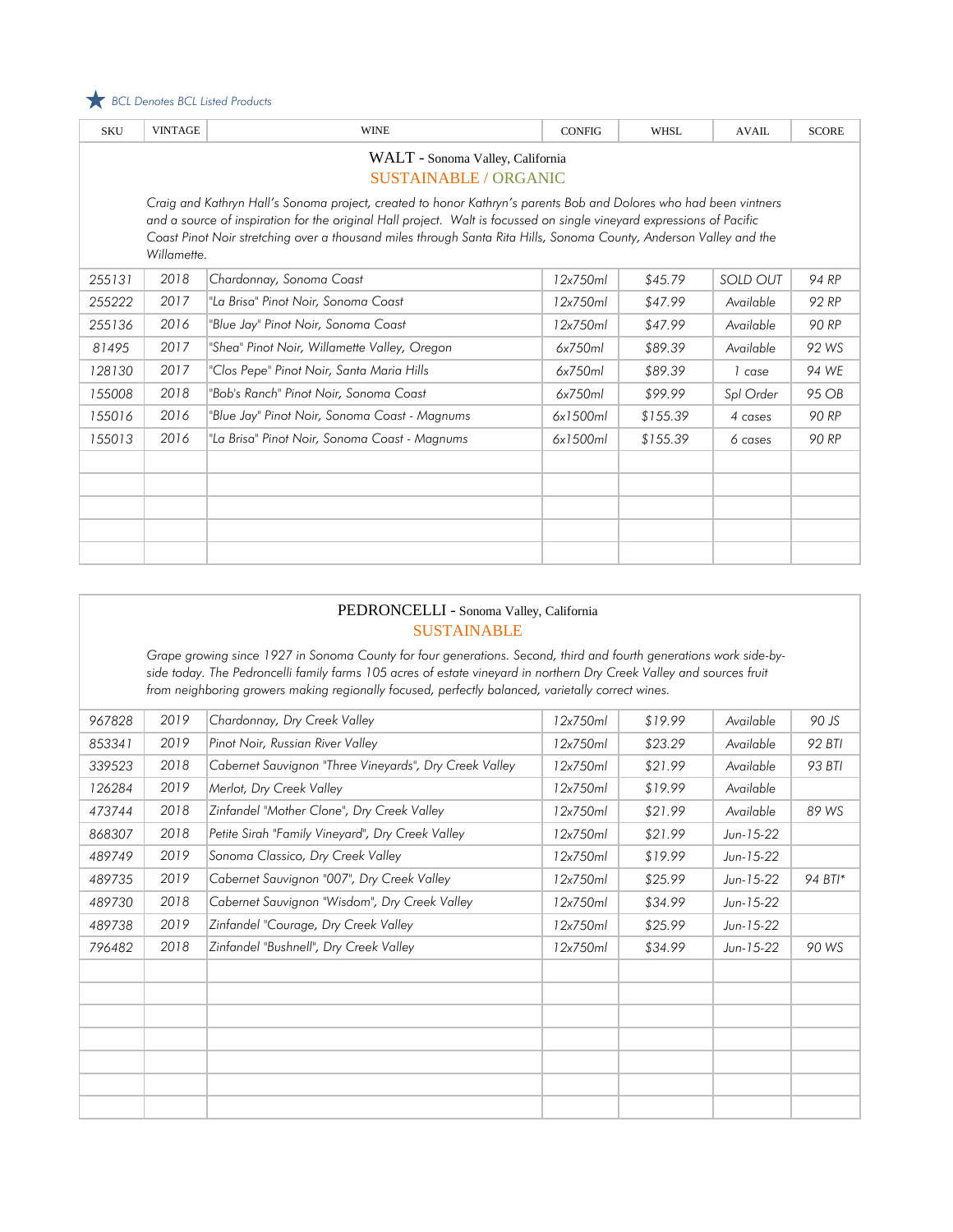★ BCL Denotes BCL Listed Products

| SKU | VINTAGE | WINE | CONFIG | WHSL | AVAIL | SCORE |
|---|---|---|---|---|---|---|

## WALT - Sonoma Valley, California

SUSTAINABLE / ORGANIC

*Craig and Kathryn Hall's Sonoma project, created to honor Kathryn's parents Bob and Dolores who had been vintners and a source of inspiration for the original Hall project. Walt is focussed on single vineyard expressions of Pacific Coast Pinot Noir stretching over a thousand miles through Santa Rita Hills, Sonoma County, Anderson Valley and the Willamette.*

| SKU | VINTAGE | WINE | CONFIG | WHSL | AVAIL | SCORE |
|---|---|---|---|---|---|---|
| 255131 | 2018 | Chardonnay, Sonoma Coast | 12x750ml | $45.79 | SOLD OUT | 94 RP |
| 255222 | 2017 | "La Brisa" Pinot Noir, Sonoma Coast | 12x750ml | $47.99 | Available | 92 RP |
| 255136 | 2016 | "Blue Jay" Pinot Noir, Sonoma Coast | 12x750ml | $47.99 | Available | 90 RP |
| 81495 | 2017 | "Shea" Pinot Noir, Willamette Valley, Oregon | 6x750ml | $89.39 | Available | 92 WS |
| 128130 | 2017 | "Clos Pepe" Pinot Noir, Santa Maria Hills | 6x750ml | $89.39 | 1 case | 94 WE |
| 155008 | 2018 | "Bob's Ranch" Pinot Noir, Sonoma Coast | 6x750ml | $99.99 | Spl Order | 95 OB |
| 155016 | 2016 | "Blue Jay" Pinot Noir, Sonoma Coast - Magnums | 6x1500ml | $155.39 | 4 cases | 90 RP |
| 155013 | 2016 | "La Brisa" Pinot Noir, Sonoma Coast - Magnums | 6x1500ml | $155.39 | 6 cases | 90 RP |

## PEDRONCELLI - Sonoma Valley, California

SUSTAINABLE

*Grape growing since 1927 in Sonoma County for four generations. Second, third and fourth generations work side-by-side today. The Pedroncelli family farms 105 acres of estate vineyard in northern Dry Creek Valley and sources fruit from neighboring growers making regionally focused, perfectly balanced, varietally correct wines.*

| SKU | VINTAGE | WINE | CONFIG | WHSL | AVAIL | SCORE |
|---|---|---|---|---|---|---|
| 967828 | 2019 | Chardonnay, Dry Creek Valley | 12x750ml | $19.99 | Available | 90 JS |
| 853341 | 2019 | Pinot Noir, Russian River Valley | 12x750ml | $23.29 | Available | 92 BTI |
| 339523 | 2018 | Cabernet Sauvignon "Three Vineyards", Dry Creek Valley | 12x750ml | $21.99 | Available | 93 BTI |
| 126284 | 2019 | Merlot, Dry Creek Valley | 12x750ml | $19.99 | Available | |
| 473744 | 2018 | Zinfandel "Mother Clone", Dry Creek Valley | 12x750ml | $21.99 | Available | 89 WS |
| 868307 | 2018 | Petite Sirah "Family Vineyard", Dry Creek Valley | 12x750ml | $21.99 | Jun-15-22 | |
| 489749 | 2019 | Sonoma Classico, Dry Creek Valley | 12x750ml | $19.99 | Jun-15-22 | |
| 489735 | 2019 | Cabernet Sauvignon "007", Dry Creek Valley | 12x750ml | $25.99 | Jun-15-22 | 94 BTI* |
| 489730 | 2018 | Cabernet Sauvignon "Wisdom", Dry Creek Valley | 12x750ml | $34.99 | Jun-15-22 | |
| 489738 | 2019 | Zinfandel "Courage, Dry Creek Valley | 12x750ml | $25.99 | Jun-15-22 | |
| 796482 | 2018 | Zinfandel "Bushnell", Dry Creek Valley | 12x750ml | $34.99 | Jun-15-22 | 90 WS |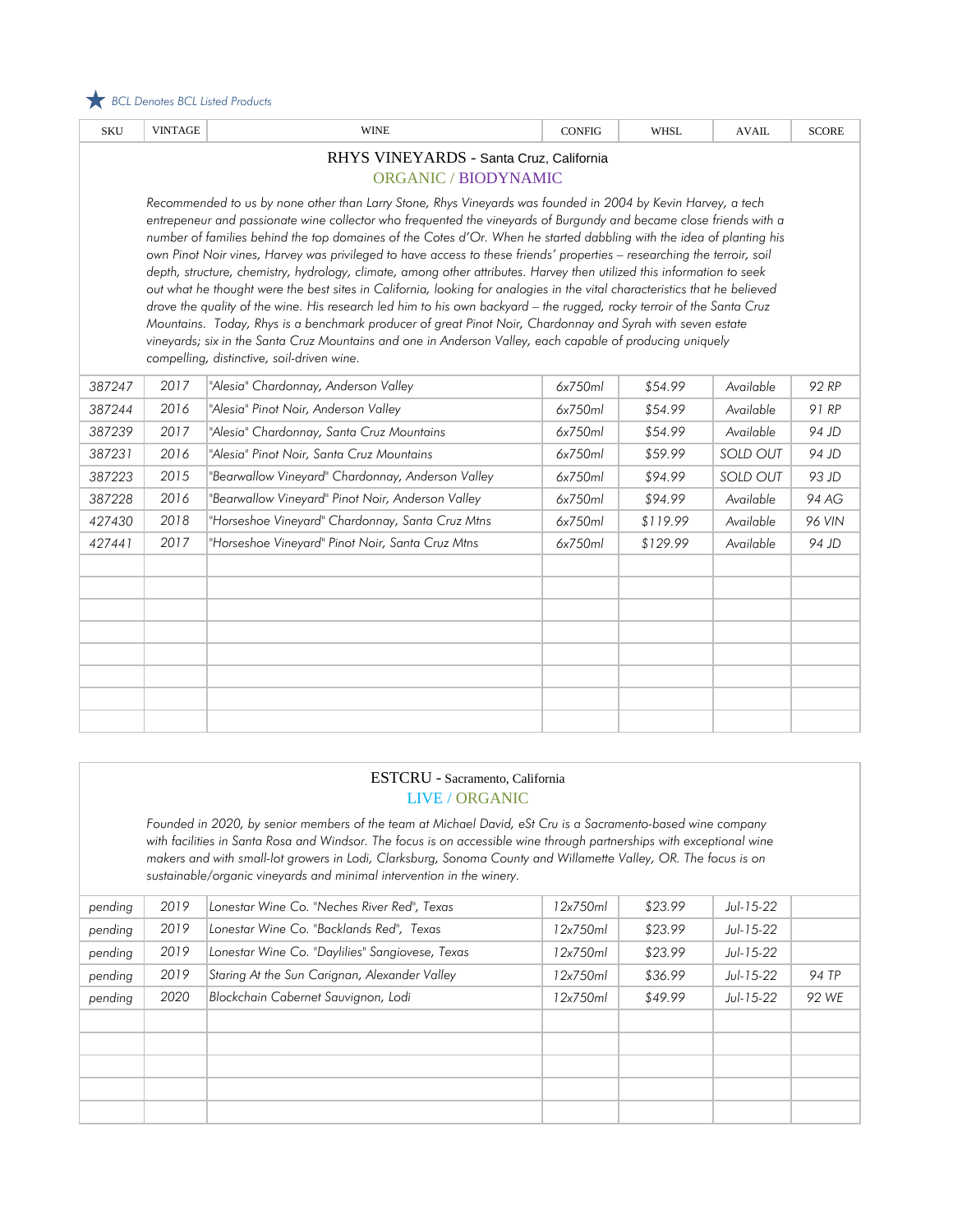★ *BCL Denotes BCL Listed Products*

| SKU | VINTAGE | WINE | CONFIG | WHSL | AVAIL | SCORE |
|---|---|---|---|---|---|---|

## RHYS VINEYARDS - Santa Cruz, California

ORGANIC / BIODYNAMIC

*Recommended to us by none other than Larry Stone, Rhys Vineyards was founded in 2004 by Kevin Harvey, a tech entrepeneur and passionate wine collector who frequented the vineyards of Burgundy and became close friends with a number of families behind the top domaines of the Cotes d'Or. When he started dabbling with the idea of planting his own Pinot Noir vines, Harvey was privileged to have access to these friends' properties – researching the terroir, soil depth, structure, chemistry, hydrology, climate, among other attributes. Harvey then utilized this information to seek out what he thought were the best sites in California, looking for analogies in the vital characteristics that he believed drove the quality of the wine. His research led him to his own backyard – the rugged, rocky terroir of the Santa Cruz Mountains. Today, Rhys is a benchmark producer of great Pinot Noir, Chardonnay and Syrah with seven estate vineyards; six in the Santa Cruz Mountains and one in Anderson Valley, each capable of producing uniquely compelling, distinctive, soil-driven wine.*

| SKU | VINTAGE | WINE | CONFIG | WHSL | AVAIL | SCORE |
|---|---|---|---|---|---|---|
| 387247 | 2017 | "Alesia" Chardonnay, Anderson Valley | 6x750ml | $54.99 | Available | 92 RP |
| 387244 | 2016 | "Alesia" Pinot Noir, Anderson Valley | 6x750ml | $54.99 | Available | 91 RP |
| 387239 | 2017 | "Alesia" Chardonnay, Santa Cruz Mountains | 6x750ml | $54.99 | Available | 94 JD |
| 387231 | 2016 | "Alesia" Pinot Noir, Santa Cruz Mountains | 6x750ml | $59.99 | SOLD OUT | 94 JD |
| 387223 | 2015 | "Bearwallow Vineyard" Chardonnay, Anderson Valley | 6x750ml | $94.99 | SOLD OUT | 93 JD |
| 387228 | 2016 | "Bearwallow Vineyard" Pinot Noir, Anderson Valley | 6x750ml | $94.99 | Available | 94 AG |
| 427430 | 2018 | "Horseshoe Vineyard" Chardonnay, Santa Cruz Mtns | 6x750ml | $119.99 | Available | 96 VIN |
| 427441 | 2017 | "Horseshoe Vineyard" Pinot Noir, Santa Cruz Mtns | 6x750ml | $129.99 | Available | 94 JD |

## ESTCRU - Sacramento, California

LIVE / ORGANIC

*Founded in 2020, by senior members of the team at Michael David, eSt Cru is a Sacramento-based wine company with facilities in Santa Rosa and Windsor. The focus is on accessible wine through partnerships with exceptional wine makers and with small-lot growers in Lodi, Clarksburg, Sonoma County and Willamette Valley, OR. The focus is on sustainable/organic vineyards and minimal intervention in the winery.*

| SKU | VINTAGE | WINE | CONFIG | WHSL | AVAIL | SCORE |
|---|---|---|---|---|---|---|
| pending | 2019 | Lonestar Wine Co. "Neches River Red", Texas | 12x750ml | $23.99 | Jul-15-22 | |
| pending | 2019 | Lonestar Wine Co. "Backlands Red", Texas | 12x750ml | $23.99 | Jul-15-22 | |
| pending | 2019 | Lonestar Wine Co. "Daylilies" Sangiovese, Texas | 12x750ml | $23.99 | Jul-15-22 | |
| pending | 2019 | Staring At the Sun Carignan, Alexander Valley | 12x750ml | $36.99 | Jul-15-22 | 94 TP |
| pending | 2020 | Blockchain Cabernet Sauvignon, Lodi | 12x750ml | $49.99 | Jul-15-22 | 92 WE |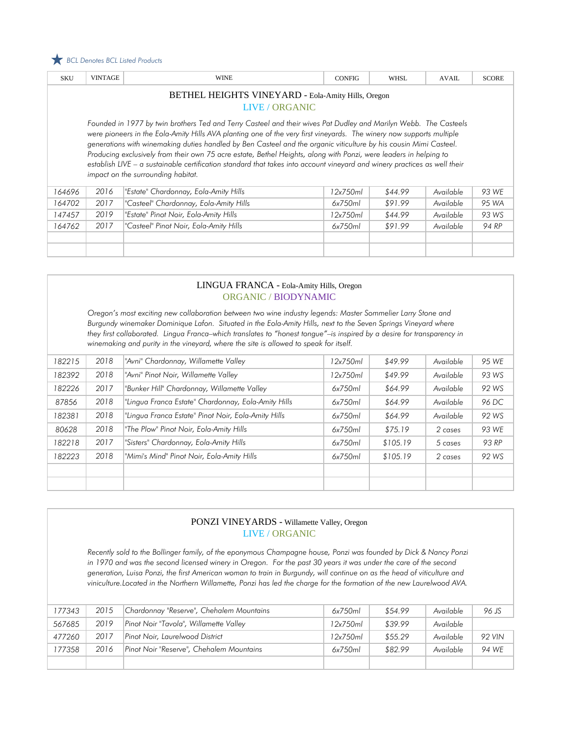★ *BCL Denotes BCL Listed Products*

| SKU | VINTAGE | WINE | CONFIG | WHSL | AVAIL | SCORE |
|---|---|---|---|---|---|---|

## BETHEL HEIGHTS VINEYARD - Eola-Amity Hills, Oregon

LIVE / ORGANIC

*Founded in 1977 by twin brothers Ted and Terry Casteel and their wives Pat Dudley and Marilyn Webb. The Casteels were pioneers in the Eola-Amity Hills AVA planting one of the very first vineyards. The winery now supports multiple generations with winemaking duties handled by Ben Casteel and the organic viticulture by his cousin Mimi Casteel. Producing exclusively from their own 75 acre estate, Bethel Heights, along with Ponzi, were leaders in helping to establish LIVE – a sustainable certification standard that takes into account vineyard and winery practices as well their impact on the surrounding habitat.*

| SKU | VINTAGE | WINE | CONFIG | WHSL | AVAIL | SCORE |
|---|---|---|---|---|---|---|
| 164696 | 2016 | "Estate" Chardonnay, Eola-Amity Hills | 12x750ml | $44.99 | Available | 93 WE |
| 164702 | 2017 | "Casteel" Chardonnay, Eola-Amity Hills | 6x750ml | $91.99 | Available | 95 WA |
| 147457 | 2019 | "Estate" Pinot Noir, Eola-Amity Hills | 12x750ml | $44.99 | Available | 93 WS |
| 164762 | 2017 | "Casteel" Pinot Noir, Eola-Amity Hills | 6x750ml | $91.99 | Available | 94 RP |

## LINGUA FRANCA - Eola-Amity Hills, Oregon

ORGANIC / BIODYNAMIC

*Oregon's most exciting new collaboration between two wine industry legends: Master Sommelier Larry Stone and Burgundy winemaker Dominique Lafon. Situated in the Eola-Amity Hills, next to the Seven Springs Vineyard where they first collaborated. Lingua Franca–which translates to "honest tongue"–is inspired by a desire for transparency in winemaking and purity in the vineyard, where the site is allowed to speak for itself.*

| SKU | VINTAGE | WINE | CONFIG | WHSL | AVAIL | SCORE |
|---|---|---|---|---|---|---|
| 182215 | 2018 | "Avni" Chardonnay, Willamette Valley | 12x750ml | $49.99 | Available | 95 WE |
| 182392 | 2018 | "Avni" Pinot Noir, Willamette Valley | 12x750ml | $49.99 | Available | 93 WS |
| 182226 | 2017 | "Bunker Hill" Chardonnay, Willamette Valley | 6x750ml | $64.99 | Available | 92 WS |
| 87856 | 2018 | "Lingua Franca Estate" Chardonnay, Eola-Amity Hills | 6x750ml | $64.99 | Available | 96 DC |
| 182381 | 2018 | "Lingua Franca Estate" Pinot Noir, Eola-Amity Hills | 6x750ml | $64.99 | Available | 92 WS |
| 80628 | 2018 | "The Plow" Pinot Noir, Eola-Amity Hills | 6x750ml | $75.19 | 2 cases | 93 WE |
| 182218 | 2017 | "Sisters" Chardonnay, Eola-Amity Hills | 6x750ml | $105.19 | 5 cases | 93 RP |
| 182223 | 2018 | "Mimi's Mind" Pinot Noir, Eola-Amity Hills | 6x750ml | $105.19 | 2 cases | 92 WS |

## PONZI VINEYARDS - Willamette Valley, Oregon

LIVE / ORGANIC

*Recently sold to the Bollinger family, of the eponymous Champagne house, Ponzi was founded by Dick & Nancy Ponzi in 1970 and was the second licensed winery in Oregon. For the past 30 years it was under the care of the second generation, Luisa Ponzi, the first American woman to train in Burgundy, will continue on as the head of viticulture and viniculture.Located in the Northern Willamette, Ponzi has led the charge for the formation of the new Laurelwood AVA.*

| SKU | VINTAGE | WINE | CONFIG | WHSL | AVAIL | SCORE |
|---|---|---|---|---|---|---|
| 177343 | 2015 | Chardonnay "Reserve", Chehalem Mountains | 6x750ml | $54.99 | Available | 96 JS |
| 567685 | 2019 | Pinot Noir "Tavola", Willamette Valley | 12x750ml | $39.99 | Available | |
| 477260 | 2017 | Pinot Noir, Laurelwood District | 12x750ml | $55.29 | Available | 92 VIN |
| 177358 | 2016 | Pinot Noir "Reserve", Chehalem Mountains | 6x750ml | $82.99 | Available | 94 WE |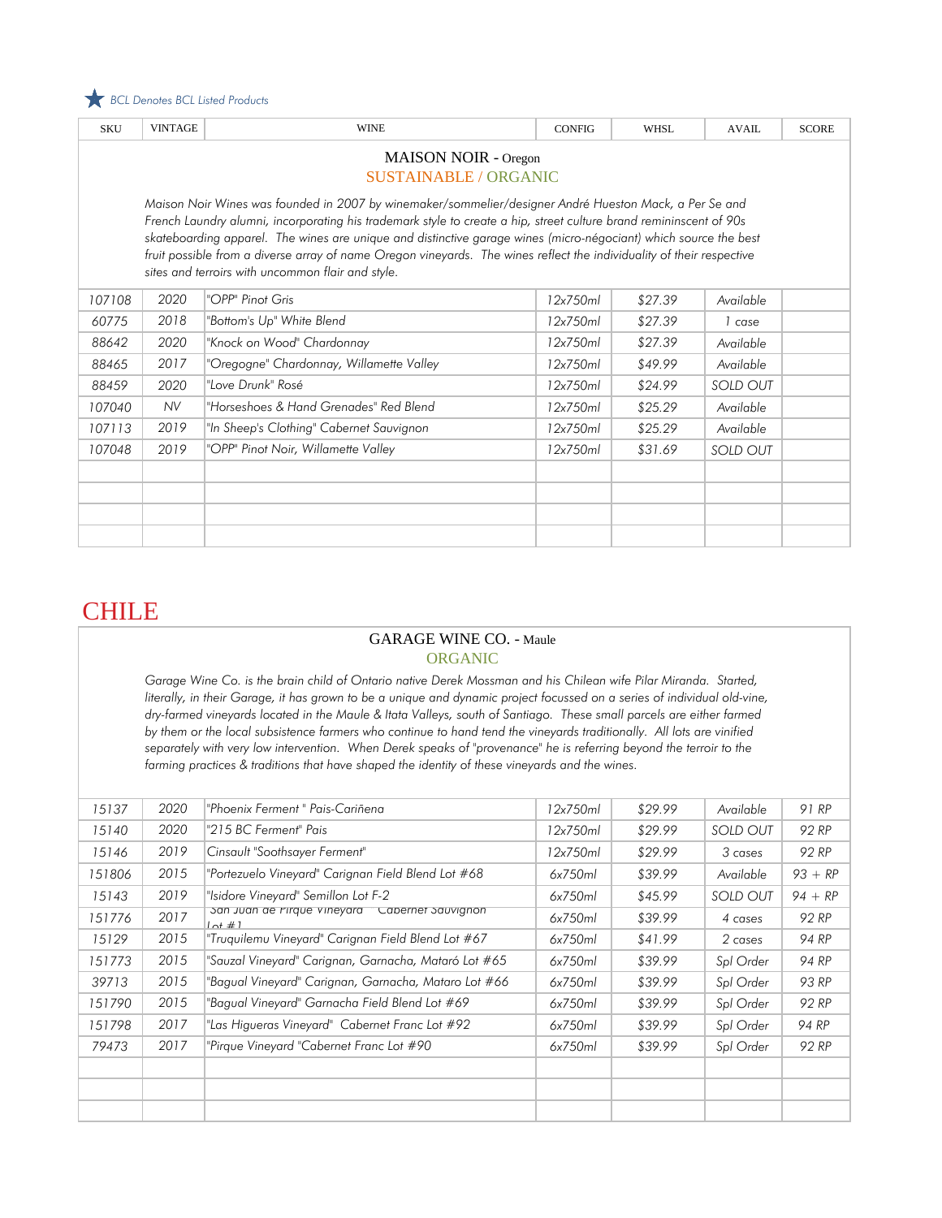★ *BCL Denotes BCL Listed Products*

| SKU | VINTAGE | WINE | CONFIG | WHSL | AVAIL | SCORE |
|---|---|---|---|---|---|---|

## MAISON NOIR - Oregon

SUSTAINABLE / ORGANIC

*Maison Noir Wines was founded in 2007 by winemaker/sommelier/designer André Hueston Mack, a Per Se and French Laundry alumni, incorporating his trademark style to create a hip, street culture brand remininscent of 90s skateboarding apparel. The wines are unique and distinctive garage wines (micro-négociant) which source the best fruit possible from a diverse array of name Oregon vineyards. The wines reflect the individuality of their respective sites and terroirs with uncommon flair and style.*

| SKU | VINTAGE | WINE | CONFIG | WHSL | AVAIL | SCORE |
|---|---|---|---|---|---|---|
| 107108 | 2020 | "OPP" Pinot Gris | 12x750ml | $27.39 | Available | |
| 60775 | 2018 | "Bottom's Up" White Blend | 12x750ml | $27.39 | 1 case | |
| 88642 | 2020 | "Knock on Wood" Chardonnay | 12x750ml | $27.39 | Available | |
| 88465 | 2017 | "Oregogne" Chardonnay, Willamette Valley | 12x750ml | $49.99 | Available | |
| 88459 | 2020 | "Love Drunk" Rosé | 12x750ml | $24.99 | SOLD OUT | |
| 107040 | NV | "Horseshoes & Hand Grenades" Red Blend | 12x750ml | $25.29 | Available | |
| 107113 | 2019 | "In Sheep's Clothing" Cabernet Sauvignon | 12x750ml | $25.29 | Available | |
| 107048 | 2019 | "OPP" Pinot Noir, Willamette Valley | 12x750ml | $31.69 | SOLD OUT | |

# CHILE

## GARAGE WINE CO. - Maule

ORGANIC

*Garage Wine Co. is the brain child of Ontario native Derek Mossman and his Chilean wife Pilar Miranda. Started, literally, in their Garage, it has grown to be a unique and dynamic project focussed on a series of individual old-vine, dry-farmed vineyards located in the Maule & Itata Valleys, south of Santiago. These small parcels are either farmed by them or the local subsistence farmers who continue to hand tend the vineyards traditionally. All lots are vinified separately with very low intervention. When Derek speaks of "provenance" he is referring beyond the terroir to the farming practices & traditions that have shaped the identity of these vineyards and the wines.*

| SKU | VINTAGE | WINE | CONFIG | WHSL | AVAIL | SCORE |
|---|---|---|---|---|---|---|
| 15137 | 2020 | "Phoenix Ferment " Pais-Cariñena | 12x750ml | $29.99 | Available | 91 RP |
| 15140 | 2020 | "215 BC Ferment" Pais | 12x750ml | $29.99 | SOLD OUT | 92 RP |
| 15146 | 2019 | Cinsault "Soothsayer Ferment" | 12x750ml | $29.99 | 3 cases | 92 RP |
| 151806 | 2015 | "Portezuelo Vineyard" Carignan Field Blend Lot #68 | 6x750ml | $39.99 | Available | 93 + RP |
| 15143 | 2019 | "Isidore Vineyard" Semillon Lot F-2 | 6x750ml | $45.99 | SOLD OUT | 94 + RP |
| 151776 | 2017 | "San Juan de Pirque Vineyard" Cabernet Sauvignon Lot #1 | 6x750ml | $39.99 | 4 cases | 92 RP |
| 15129 | 2015 | "Truquilemu Vineyard" Carignan Field Blend Lot #67 | 6x750ml | $41.99 | 2 cases | 94 RP |
| 151773 | 2015 | "Sauzal Vineyard" Carignan, Garnacha, Mataró Lot #65 | 6x750ml | $39.99 | Spl Order | 94 RP |
| 39713 | 2015 | "Bagual Vineyard" Carignan, Garnacha, Mataro Lot #66 | 6x750ml | $39.99 | Spl Order | 93 RP |
| 151790 | 2015 | "Bagual Vineyard" Garnacha Field Blend Lot #69 | 6x750ml | $39.99 | Spl Order | 92 RP |
| 151798 | 2017 | "Las Higueras Vineyard" Cabernet Franc Lot #92 | 6x750ml | $39.99 | Spl Order | 94 RP |
| 79473 | 2017 | "Pirque Vineyard "Cabernet Franc Lot #90 | 6x750ml | $39.99 | Spl Order | 92 RP |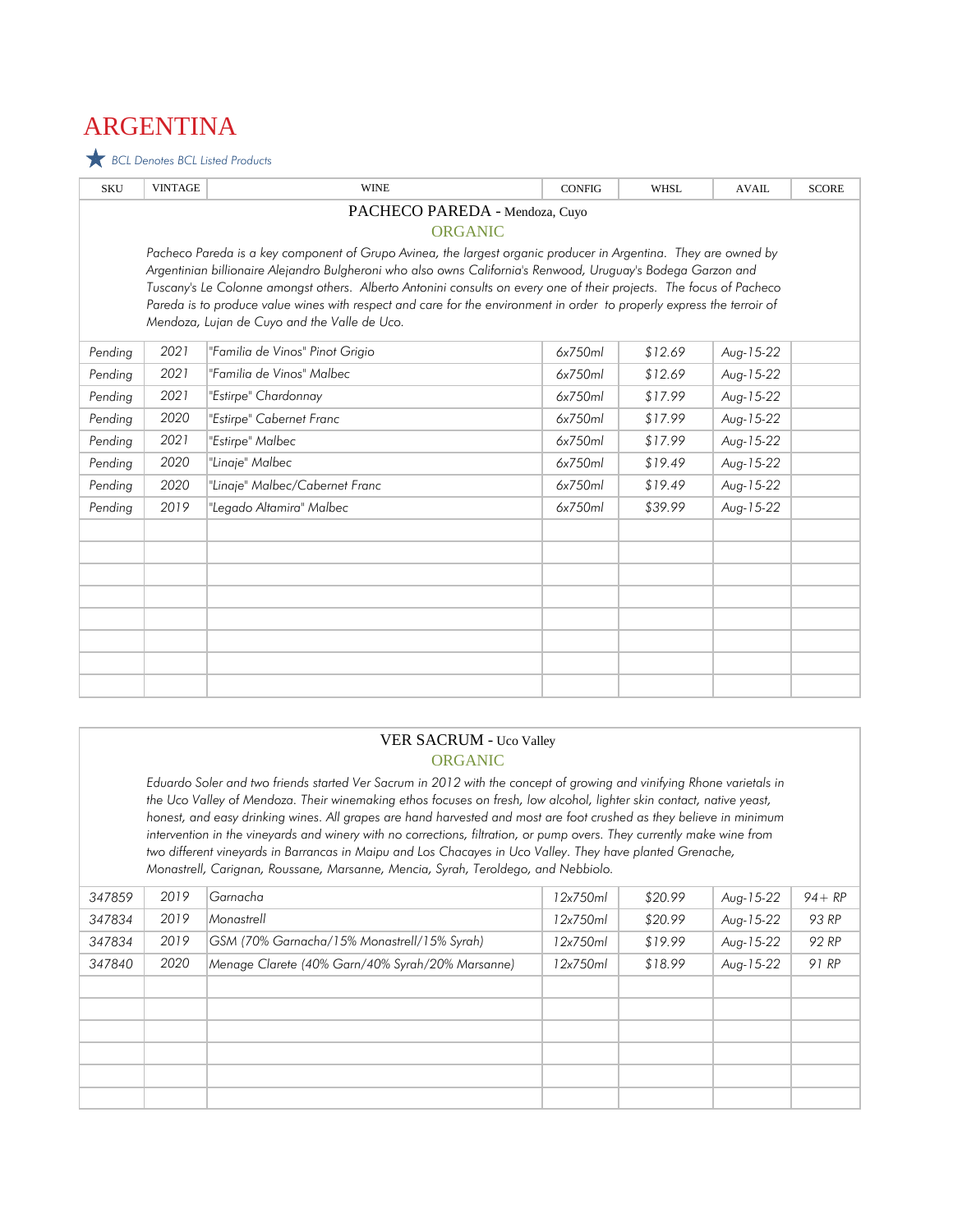# ARGENTINA

★ *BCL Denotes BCL Listed Products*

| SKU | VINTAGE | WINE | CONFIG | WHSL | AVAIL | SCORE |
|---|---|---|---|---|---|---|
| | | **PACHECO PAREDA - Mendoza, Cuyo** ORGANIC | | | | |
| | | *Pacheco Pareda is a key component of Grupo Avinea, the largest organic producer in Argentina. They are owned by Argentinian billionaire Alejandro Bulgheroni who also owns California's Renwood, Uruguay's Bodega Garzon and Tuscany's Le Colonne amongst others. Alberto Antonini consults on every one of their projects. The focus of Pacheco Pareda is to produce value wines with respect and care for the environment in order to properly express the terroir of Mendoza, Lujan de Cuyo and the Valle de Uco.* | | | | |
| Pending | 2021 | "Familia de Vinos" Pinot Grigio | 6x750ml | $12.69 | Aug-15-22 | |
| Pending | 2021 | "Familia de Vinos" Malbec | 6x750ml | $12.69 | Aug-15-22 | |
| Pending | 2021 | "Estirpe" Chardonnay | 6x750ml | $17.99 | Aug-15-22 | |
| Pending | 2020 | "Estirpe" Cabernet Franc | 6x750ml | $17.99 | Aug-15-22 | |
| Pending | 2021 | "Estirpe" Malbec | 6x750ml | $17.99 | Aug-15-22 | |
| Pending | 2020 | "Linaje" Malbec | 6x750ml | $19.49 | Aug-15-22 | |
| Pending | 2020 | "Linaje" Malbec/Cabernet Franc | 6x750ml | $19.49 | Aug-15-22 | |
| Pending | 2019 | "Legado Altamira" Malbec | 6x750ml | $39.99 | Aug-15-22 | |

## VER SACRUM - Uco Valley

ORGANIC

*Eduardo Soler and two friends started Ver Sacrum in 2012 with the concept of growing and vinifying Rhone varietals in the Uco Valley of Mendoza. Their winemaking ethos focuses on fresh, low alcohol, lighter skin contact, native yeast, honest, and easy drinking wines. All grapes are hand harvested and most are foot crushed as they believe in minimum intervention in the vineyards and winery with no corrections, filtration, or pump overs. They currently make wine from two different vineyards in Barrancas in Maipu and Los Chacayes in Uco Valley. They have planted Grenache, Monastrell, Carignan, Roussane, Marsanne, Mencia, Syrah, Teroldego, and Nebbiolo.*

| SKU | VINTAGE | WINE | CONFIG | WHSL | AVAIL | SCORE |
|---|---|---|---|---|---|---|
| 347859 | 2019 | Garnacha | 12x750ml | $20.99 | Aug-15-22 | 94+ RP |
| 347834 | 2019 | Monastrell | 12x750ml | $20.99 | Aug-15-22 | 93 RP |
| 347834 | 2019 | GSM (70% Garnacha/15% Monastrell/15% Syrah) | 12x750ml | $19.99 | Aug-15-22 | 92 RP |
| 347840 | 2020 | Menage Clarete (40% Garn/40% Syrah/20% Marsanne) | 12x750ml | $18.99 | Aug-15-22 | 91 RP |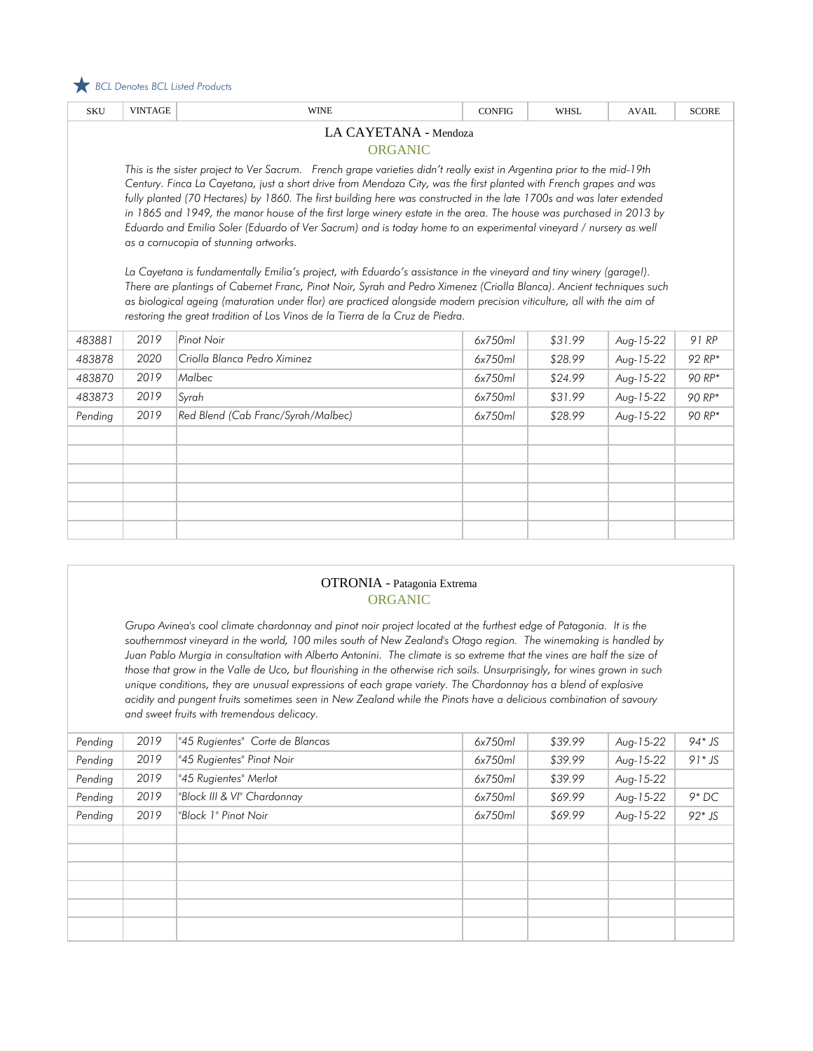★ *BCL Denotes BCL Listed Products*

| SKU | VINTAGE | WINE | CONFIG | WHSL | AVAIL | SCORE |
|---|---|---|---|---|---|---|

## LA CAYETANA - Mendoza

### ORGANIC

*This is the sister project to Ver Sacrum. French grape varieties didn't really exist in Argentina prior to the mid-19th Century. Finca La Cayetana, just a short drive from Mendoza City, was the first planted with French grapes and was fully planted (70 Hectares) by 1860. The first building here was constructed in the late 1700s and was later extended in 1865 and 1949, the manor house of the first large winery estate in the area. The house was purchased in 2013 by Eduardo and Emilia Soler (Eduardo of Ver Sacrum) and is today home to an experimental vineyard / nursery as well as a cornucopia of stunning artworks.*

*La Cayetana is fundamentally Emilia's project, with Eduardo's assistance in the vineyard and tiny winery (garage!). There are plantings of Cabernet Franc, Pinot Noir, Syrah and Pedro Ximenez (Criolla Blanca). Ancient techniques such as biological ageing (maturation under flor) are practiced alongside modern precision viticulture, all with the aim of restoring the great tradition of Los Vinos de la Tierra de la Cruz de Piedra.*

| SKU | VINTAGE | WINE | CONFIG | WHSL | AVAIL | SCORE |
|---|---|---|---|---|---|---|
| 483881 | 2019 | Pinot Noir | 6x750ml | $31.99 | Aug-15-22 | 91 RP |
| 483878 | 2020 | Criolla Blanca Pedro Ximinez | 6x750ml | $28.99 | Aug-15-22 | 92 RP* |
| 483870 | 2019 | Malbec | 6x750ml | $24.99 | Aug-15-22 | 90 RP* |
| 483873 | 2019 | Syrah | 6x750ml | $31.99 | Aug-15-22 | 90 RP* |
| Pending | 2019 | Red Blend (Cab Franc/Syrah/Malbec) | 6x750ml | $28.99 | Aug-15-22 | 90 RP* |

## OTRONIA - Patagonia Extrema

### ORGANIC

*Grupo Avinea's cool climate chardonnay and pinot noir project located at the furthest edge of Patagonia. It is the southernmost vineyard in the world, 100 miles south of New Zealand's Otago region. The winemaking is handled by Juan Pablo Murgia in consultation with Alberto Antonini. The climate is so extreme that the vines are half the size of those that grow in the Valle de Uco, but flourishing in the otherwise rich soils. Unsurprisingly, for wines grown in such unique conditions, they are unusual expressions of each grape variety. The Chardonnay has a blend of explosive acidity and pungent fruits sometimes seen in New Zealand while the Pinots have a delicious combination of savoury and sweet fruits with tremendous delicacy.*

| SKU | VINTAGE | WINE | CONFIG | WHSL | AVAIL | SCORE |
|---|---|---|---|---|---|---|
| Pending | 2019 | "45 Rugientes" Corte de Blancas | 6x750ml | $39.99 | Aug-15-22 | 94* JS |
| Pending | 2019 | "45 Rugientes" Pinot Noir | 6x750ml | $39.99 | Aug-15-22 | 91* JS |
| Pending | 2019 | "45 Rugientes" Merlot | 6x750ml | $39.99 | Aug-15-22 | |
| Pending | 2019 | "Block III & VI" Chardonnay | 6x750ml | $69.99 | Aug-15-22 | 9* DC |
| Pending | 2019 | "Block 1" Pinot Noir | 6x750ml | $69.99 | Aug-15-22 | 92* JS |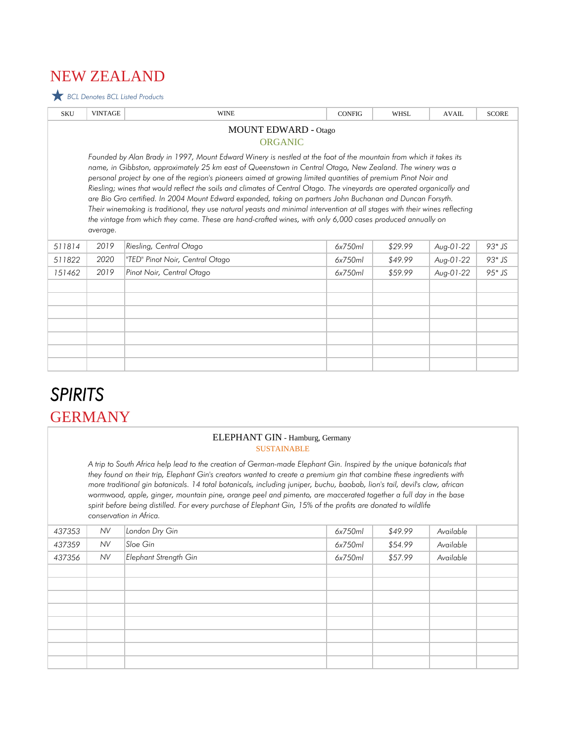# NEW ZEALAND

★ *BCL Denotes BCL Listed Products*

| SKU | VINTAGE | WINE | CONFIG | WHSL | AVAIL | SCORE |
|---|---|---|---|---|---|---|
| | | **MOUNT EDWARD - Otago** ORGANIC | | | | |
| | | *Founded by Alan Brady in 1997, Mount Edward Winery is nestled at the foot of the mountain from which it takes its name, in Gibbston, approximately 25 km east of Queenstown in Central Otago, New Zealand. The winery was a personal project by one of the region's pioneers aimed at growing limited quantities of premium Pinot Noir and Riesling; wines that would reflect the soils and climates of Central Otago. The vineyards are operated organically and are Bio Gro certified. In 2004 Mount Edward expanded, taking on partners John Buchanan and Duncan Forsyth. Their winemaking is traditional, they use natural yeasts and minimal intervention at all stages with their wines reflecting the vintage from which they came. These are hand-crafted wines, with only 6,000 cases produced annually on average.* | | | | |
| 511814 | 2019 | Riesling, Central Otago | 6x750ml | $29.99 | Aug-01-22 | 93* JS |
| 511822 | 2020 | "TED" Pinot Noir, Central Otago | 6x750ml | $49.99 | Aug-01-22 | 93* JS |
| 151462 | 2019 | Pinot Noir, Central Otago | 6x750ml | $59.99 | Aug-01-22 | 95* JS |

# SPIRITS

# GERMANY

| SKU | VINTAGE | WINE | CONFIG | WHSL | AVAIL | SCORE |
|---|---|---|---|---|---|---|
| | | **ELEPHANT GIN - Hamburg, Germany** SUSTAINABLE | | | | |
| | | *A trip to South Africa help lead to the creation of German-made Elephant Gin. Inspired by the unique botanicals that they found on their trip, Elephant Gin's creators wanted to create a premium gin that combine these ingredients with more traditional gin botanicals. 14 total botanicals, including juniper, buchu, baobab, lion's tail, devil's claw, african wormwood, apple, ginger, mountain pine, orange peel and pimento, are maccerated together a full day in the base spirit before being distilled. For every purchase of Elephant Gin, 15% of the profits are donated to wildlife conservation in Africa.* | | | | |
| 437353 | NV | London Dry Gin | 6x750ml | $49.99 | Available | |
| 437359 | NV | Sloe Gin | 6x750ml | $54.99 | Available | |
| 437356 | NV | Elephant Strength Gin | 6x750ml | $57.99 | Available | |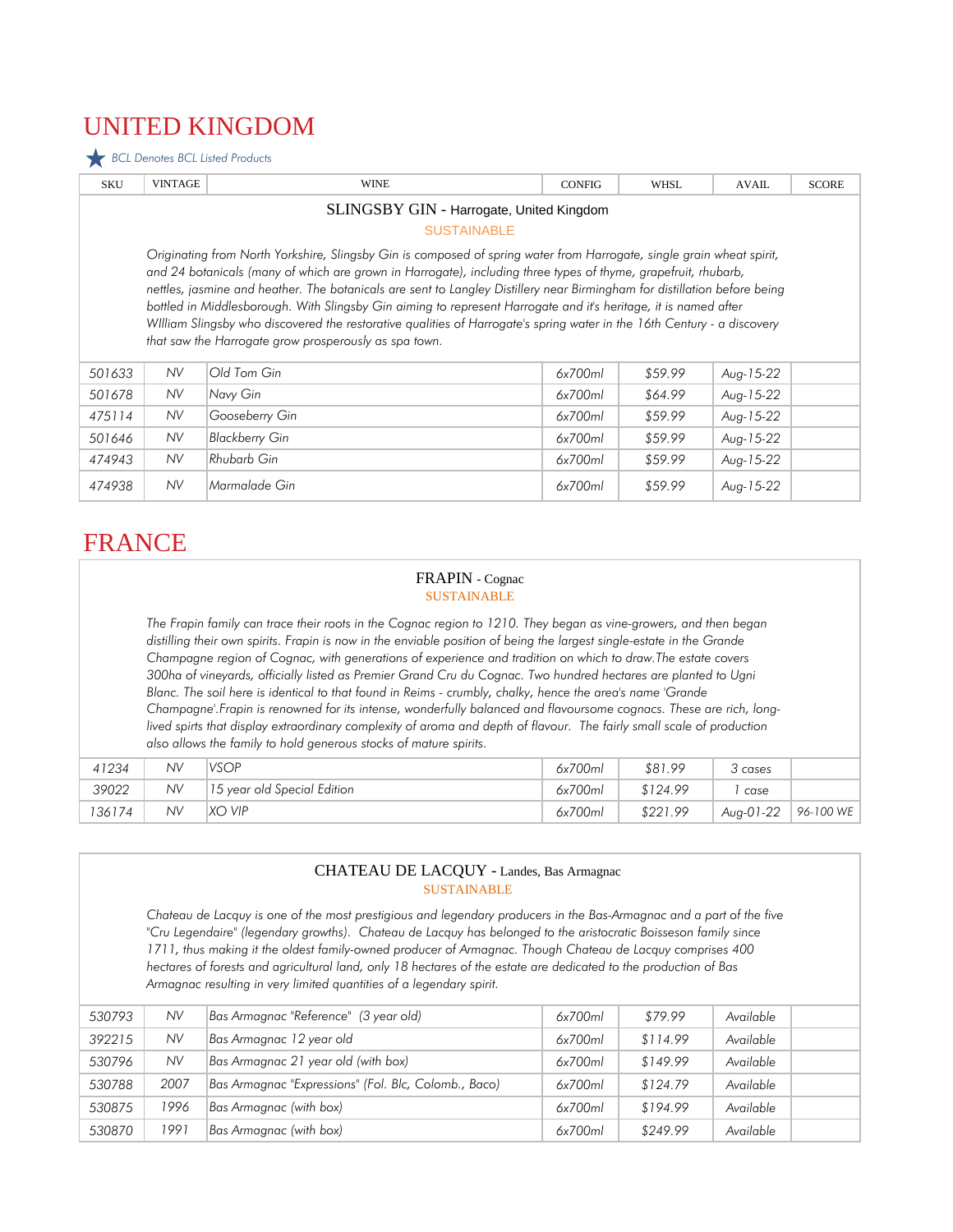# UNITED KINGDOM

★ *BCL Denotes BCL Listed Products*

| SKU | VINTAGE | WINE | CONFIG | WHSL | AVAIL | SCORE |
|---|---|---|---|---|---|---|
| | | **SLINGSBY GIN** - Harrogate, United Kingdom<br>SUSTAINABLE<br>*Originating from North Yorkshire, Slingsby Gin is composed of spring water from Harrogate, single grain wheat spirit, and 24 botanicals (many of which are grown in Harrogate), including three types of thyme, grapefruit, rhubarb, nettles, jasmine and heather. The botanicals are sent to Langley Distillery near Birmingham for distillation before being bottled in Middlesborough. With Slingsby Gin aiming to represent Harrogate and it's heritage, it is named after WIlliam Slingsby who discovered the restorative qualities of Harrogate's spring water in the 16th Century - a discovery that saw the Harrogate grow prosperously as spa town.* | | | | |
| 501633 | NV | Old Tom Gin | 6x700ml | $59.99 | Aug-15-22 | |
| 501678 | NV | Navy Gin | 6x700ml | $64.99 | Aug-15-22 | |
| 475114 | NV | Gooseberry Gin | 6x700ml | $59.99 | Aug-15-22 | |
| 501646 | NV | Blackberry Gin | 6x700ml | $59.99 | Aug-15-22 | |
| 474943 | NV | Rhubarb Gin | 6x700ml | $59.99 | Aug-15-22 | |
| 474938 | NV | Marmalade Gin | 6x700ml | $59.99 | Aug-15-22 | |

# FRANCE

| | | | | | | |
|---|---|---|---|---|---|---|
| | | **FRAPIN** - Cognac<br>SUSTAINABLE<br>*The Frapin family can trace their roots in the Cognac region to 1210. They began as vine-growers, and then began distilling their own spirits. Frapin is now in the enviable position of being the largest single-estate in the Grande Champagne region of Cognac, with generations of experience and tradition on which to draw.The estate covers 300ha of vineyards, officially listed as Premier Grand Cru du Cognac. Two hundred hectares are planted to Ugni Blanc. The soil here is identical to that found in Reims - crumbly, chalky, hence the area's name 'Grande Champagne'.Frapin is renowned for its intense, wonderfully balanced and flavoursome cognacs. These are rich, long-lived spirts that display extraordinary complexity of aroma and depth of flavour. The fairly small scale of production also allows the family to hold generous stocks of mature spirits.* | | | | |
| 41234 | NV | VSOP | 6x700ml | $81.99 | 3 cases | |
| 39022 | NV | 15 year old Special Edition | 6x700ml | $124.99 | 1 case | |
| 136174 | NV | XO VIP | 6x700ml | $221.99 | Aug-01-22 | 96-100 WE |

| | | | | | | |
|---|---|---|---|---|---|---|
| | | **CHATEAU DE LACQUY** - Landes, Bas Armagnac<br>SUSTAINABLE<br>*Chateau de Lacquy is one of the most prestigious and legendary producers in the Bas-Armagnac and a part of the five "Cru Legendaire" (legendary growths). Chateau de Lacquy has belonged to the aristocratic Boisseson family since 1711, thus making it the oldest family-owned producer of Armagnac. Though Chateau de Lacquy comprises 400 hectares of forests and agricultural land, only 18 hectares of the estate are dedicated to the production of Bas Armagnac resulting in very limited quantities of a legendary spirit.* | | | | |
| 530793 | NV | Bas Armagnac "Reference" (3 year old) | 6x700ml | $79.99 | Available | |
| 392215 | NV | Bas Armagnac 12 year old | 6x700ml | $114.99 | Available | |
| 530796 | NV | Bas Armagnac 21 year old (with box) | 6x700ml | $149.99 | Available | |
| 530788 | 2007 | Bas Armagnac "Expressions" (Fol. Blc, Colomb., Baco) | 6x700ml | $124.79 | Available | |
| 530875 | 1996 | Bas Armagnac (with box) | 6x700ml | $194.99 | Available | |
| 530870 | 1991 | Bas Armagnac (with box) | 6x700ml | $249.99 | Available | |